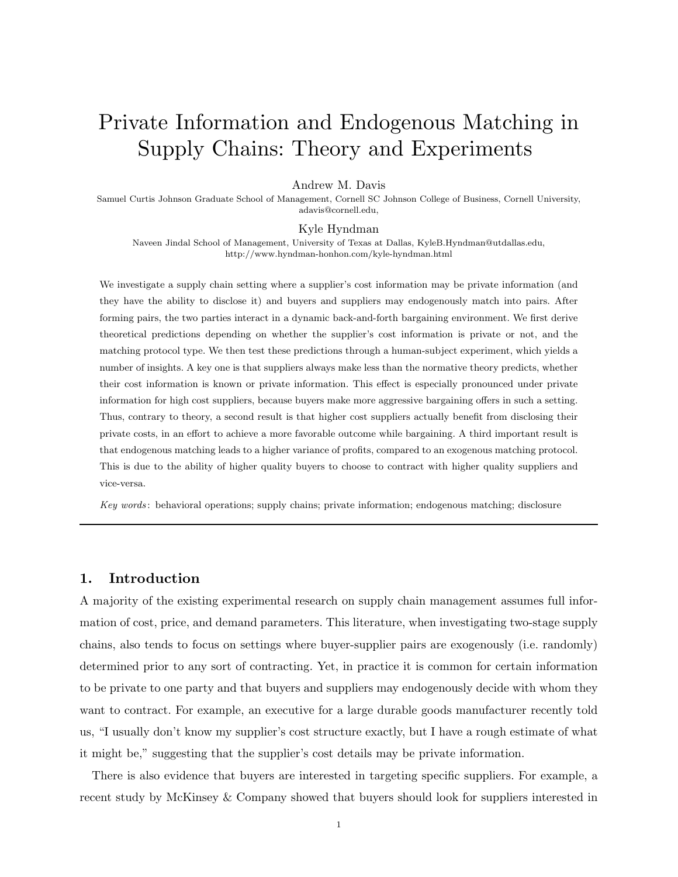# Private Information and Endogenous Matching in Supply Chains: Theory and Experiments

Andrew M. Davis

Samuel Curtis Johnson Graduate School of Management, Cornell SC Johnson College of Business, Cornell University, adavis@cornell.edu,

Kyle Hyndman

Naveen Jindal School of Management, University of Texas at Dallas, KyleB.Hyndman@utdallas.edu, http://www.hyndman-honhon.com/kyle-hyndman.html

We investigate a supply chain setting where a supplier's cost information may be private information (and they have the ability to disclose it) and buyers and suppliers may endogenously match into pairs. After forming pairs, the two parties interact in a dynamic back-and-forth bargaining environment. We first derive theoretical predictions depending on whether the supplier's cost information is private or not, and the matching protocol type. We then test these predictions through a human-subject experiment, which yields a number of insights. A key one is that suppliers always make less than the normative theory predicts, whether their cost information is known or private information. This effect is especially pronounced under private information for high cost suppliers, because buyers make more aggressive bargaining offers in such a setting. Thus, contrary to theory, a second result is that higher cost suppliers actually benefit from disclosing their private costs, in an effort to achieve a more favorable outcome while bargaining. A third important result is that endogenous matching leads to a higher variance of profits, compared to an exogenous matching protocol. This is due to the ability of higher quality buyers to choose to contract with higher quality suppliers and vice-versa.

*Key words*: behavioral operations; supply chains; private information; endogenous matching; disclosure

## 1. Introduction

A majority of the existing experimental research on supply chain management assumes full information of cost, price, and demand parameters. This literature, when investigating two-stage supply chains, also tends to focus on settings where buyer-supplier pairs are exogenously (i.e. randomly) determined prior to any sort of contracting. Yet, in practice it is common for certain information to be private to one party and that buyers and suppliers may endogenously decide with whom they want to contract. For example, an executive for a large durable goods manufacturer recently told us, "I usually don't know my supplier's cost structure exactly, but I have a rough estimate of what it might be," suggesting that the supplier's cost details may be private information.

There is also evidence that buyers are interested in targeting specific suppliers. For example, a recent study by McKinsey & Company showed that buyers should look for suppliers interested in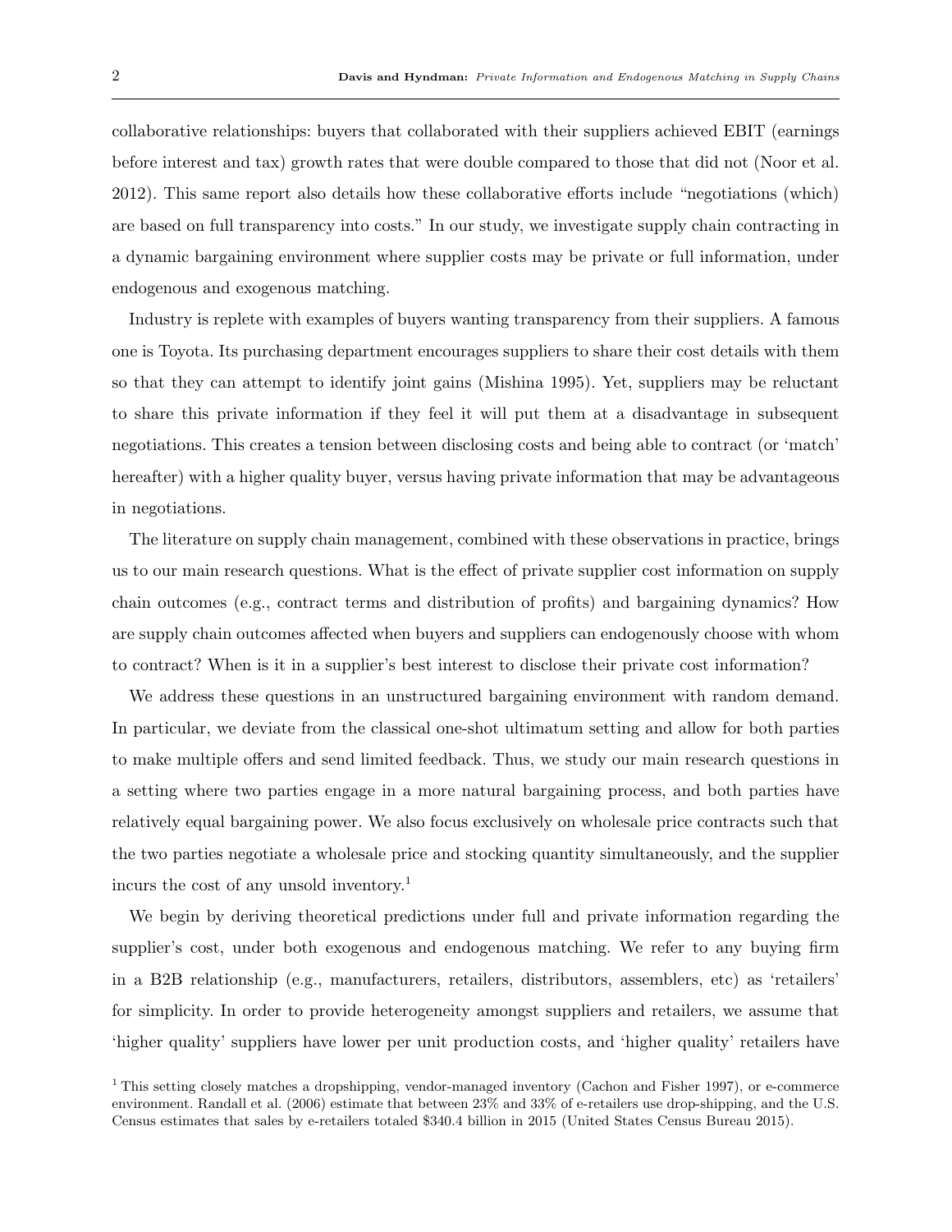collaborative relationships: buyers that collaborated with their suppliers achieved EBIT (earnings before interest and tax) growth rates that were double compared to those that did not (Noor et al. 2012). This same report also details how these collaborative efforts include "negotiations (which) are based on full transparency into costs." In our study, we investigate supply chain contracting in a dynamic bargaining environment where supplier costs may be private or full information, under endogenous and exogenous matching.

Industry is replete with examples of buyers wanting transparency from their suppliers. A famous one is Toyota. Its purchasing department encourages suppliers to share their cost details with them so that they can attempt to identify joint gains (Mishina 1995). Yet, suppliers may be reluctant to share this private information if they feel it will put them at a disadvantage in subsequent negotiations. This creates a tension between disclosing costs and being able to contract (or 'match' hereafter) with a higher quality buyer, versus having private information that may be advantageous in negotiations.

The literature on supply chain management, combined with these observations in practice, brings us to our main research questions. What is the effect of private supplier cost information on supply chain outcomes (e.g., contract terms and distribution of profits) and bargaining dynamics? How are supply chain outcomes affected when buyers and suppliers can endogenously choose with whom to contract? When is it in a supplier's best interest to disclose their private cost information?

We address these questions in an unstructured bargaining environment with random demand. In particular, we deviate from the classical one-shot ultimatum setting and allow for both parties to make multiple offers and send limited feedback. Thus, we study our main research questions in a setting where two parties engage in a more natural bargaining process, and both parties have relatively equal bargaining power. We also focus exclusively on wholesale price contracts such that the two parties negotiate a wholesale price and stocking quantity simultaneously, and the supplier incurs the cost of any unsold inventory.[1]

We begin by deriving theoretical predictions under full and private information regarding the supplier's cost, under both exogenous and endogenous matching. We refer to any buying firm in a B2B relationship (e.g., manufacturers, retailers, distributors, assemblers, etc) as 'retailers' for simplicity. In order to provide heterogeneity amongst suppliers and retailers, we assume that 'higher quality' suppliers have lower per unit production costs, and 'higher quality' retailers have

[1] This setting closely matches a dropshipping, vendor-managed inventory (Cachon and Fisher 1997), or e-commerce environment. Randall et al. (2006) estimate that between 23% and 33% of e-retailers use drop-shipping, and the U.S. Census estimates that sales by e-retailers totaled \$340.4 billion in 2015 (United States Census Bureau 2015).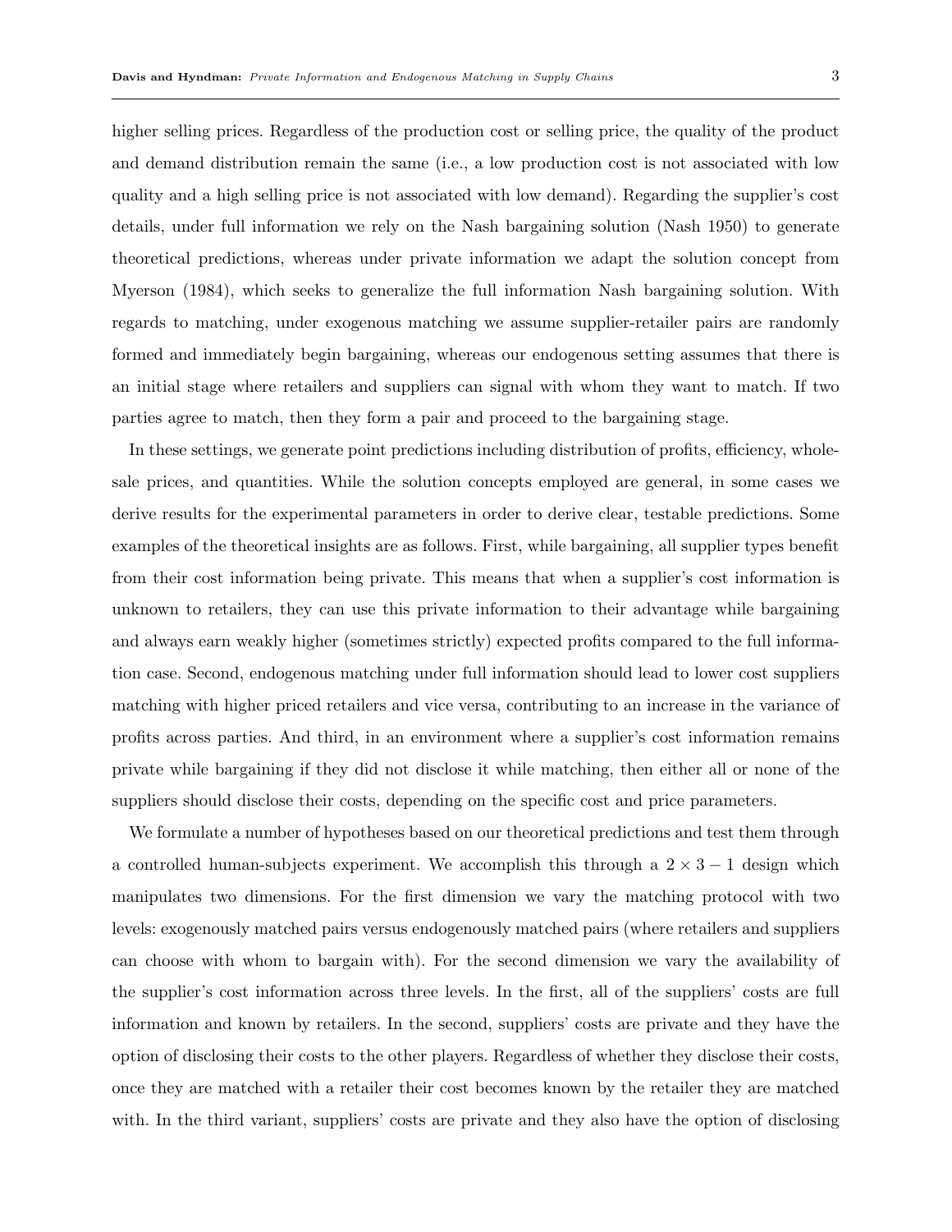higher selling prices. Regardless of the production cost or selling price, the quality of the product and demand distribution remain the same (i.e., a low production cost is not associated with low quality and a high selling price is not associated with low demand). Regarding the supplier's cost details, under full information we rely on the Nash bargaining solution (Nash 1950) to generate theoretical predictions, whereas under private information we adapt the solution concept from Myerson (1984), which seeks to generalize the full information Nash bargaining solution. With regards to matching, under exogenous matching we assume supplier-retailer pairs are randomly formed and immediately begin bargaining, whereas our endogenous setting assumes that there is an initial stage where retailers and suppliers can signal with whom they want to match. If two parties agree to match, then they form a pair and proceed to the bargaining stage.

In these settings, we generate point predictions including distribution of profits, efficiency, wholesale prices, and quantities. While the solution concepts employed are general, in some cases we derive results for the experimental parameters in order to derive clear, testable predictions. Some examples of the theoretical insights are as follows. First, while bargaining, all supplier types benefit from their cost information being private. This means that when a supplier's cost information is unknown to retailers, they can use this private information to their advantage while bargaining and always earn weakly higher (sometimes strictly) expected profits compared to the full information case. Second, endogenous matching under full information should lead to lower cost suppliers matching with higher priced retailers and vice versa, contributing to an increase in the variance of profits across parties. And third, in an environment where a supplier's cost information remains private while bargaining if they did not disclose it while matching, then either all or none of the suppliers should disclose their costs, depending on the specific cost and price parameters.

We formulate a number of hypotheses based on our theoretical predictions and test them through a controlled human-subjects experiment. We accomplish this through a $2 \times 3 - 1$ design which manipulates two dimensions. For the first dimension we vary the matching protocol with two levels: exogenously matched pairs versus endogenously matched pairs (where retailers and suppliers can choose with whom to bargain with). For the second dimension we vary the availability of the supplier's cost information across three levels. In the first, all of the suppliers' costs are full information and known by retailers. In the second, suppliers' costs are private and they have the option of disclosing their costs to the other players. Regardless of whether they disclose their costs, once they are matched with a retailer their cost becomes known by the retailer they are matched with. In the third variant, suppliers' costs are private and they also have the option of disclosing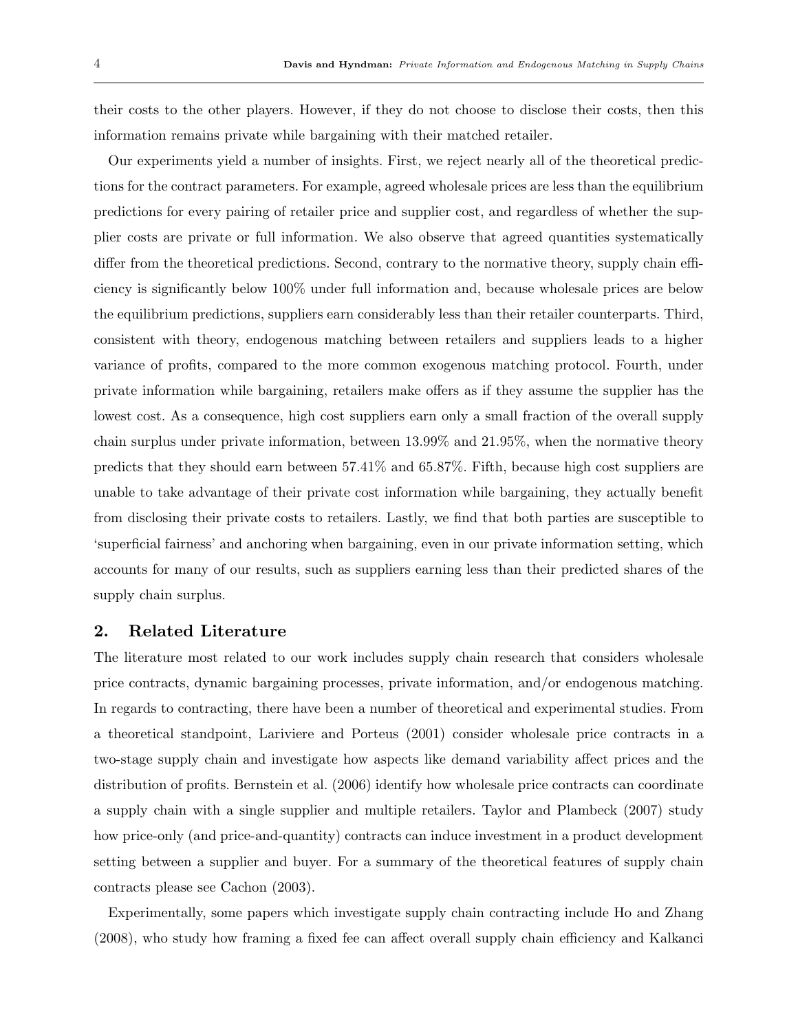their costs to the other players. However, if they do not choose to disclose their costs, then this information remains private while bargaining with their matched retailer.

Our experiments yield a number of insights. First, we reject nearly all of the theoretical predictions for the contract parameters. For example, agreed wholesale prices are less than the equilibrium predictions for every pairing of retailer price and supplier cost, and regardless of whether the supplier costs are private or full information. We also observe that agreed quantities systematically differ from the theoretical predictions. Second, contrary to the normative theory, supply chain efficiency is significantly below 100% under full information and, because wholesale prices are below the equilibrium predictions, suppliers earn considerably less than their retailer counterparts. Third, consistent with theory, endogenous matching between retailers and suppliers leads to a higher variance of profits, compared to the more common exogenous matching protocol. Fourth, under private information while bargaining, retailers make offers as if they assume the supplier has the lowest cost. As a consequence, high cost suppliers earn only a small fraction of the overall supply chain surplus under private information, between 13.99% and 21.95%, when the normative theory predicts that they should earn between 57.41% and 65.87%. Fifth, because high cost suppliers are unable to take advantage of their private cost information while bargaining, they actually benefit from disclosing their private costs to retailers. Lastly, we find that both parties are susceptible to 'superficial fairness' and anchoring when bargaining, even in our private information setting, which accounts for many of our results, such as suppliers earning less than their predicted shares of the supply chain surplus.

## 2. Related Literature

The literature most related to our work includes supply chain research that considers wholesale price contracts, dynamic bargaining processes, private information, and/or endogenous matching. In regards to contracting, there have been a number of theoretical and experimental studies. From a theoretical standpoint, Lariviere and Porteus (2001) consider wholesale price contracts in a two-stage supply chain and investigate how aspects like demand variability affect prices and the distribution of profits. Bernstein et al. (2006) identify how wholesale price contracts can coordinate a supply chain with a single supplier and multiple retailers. Taylor and Plambeck (2007) study how price-only (and price-and-quantity) contracts can induce investment in a product development setting between a supplier and buyer. For a summary of the theoretical features of supply chain contracts please see Cachon (2003).

Experimentally, some papers which investigate supply chain contracting include Ho and Zhang (2008), who study how framing a fixed fee can affect overall supply chain efficiency and Kalkanci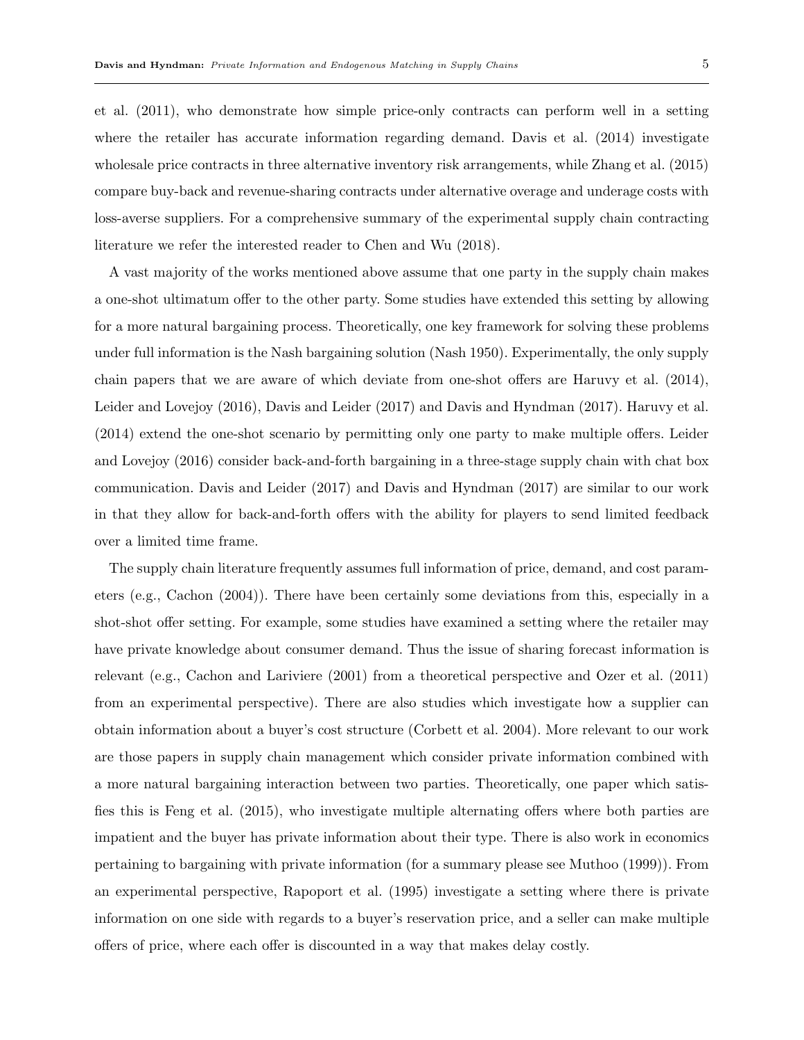et al. (2011), who demonstrate how simple price-only contracts can perform well in a setting where the retailer has accurate information regarding demand. Davis et al. (2014) investigate wholesale price contracts in three alternative inventory risk arrangements, while Zhang et al. (2015) compare buy-back and revenue-sharing contracts under alternative overage and underage costs with loss-averse suppliers. For a comprehensive summary of the experimental supply chain contracting literature we refer the interested reader to Chen and Wu (2018).

A vast majority of the works mentioned above assume that one party in the supply chain makes a one-shot ultimatum offer to the other party. Some studies have extended this setting by allowing for a more natural bargaining process. Theoretically, one key framework for solving these problems under full information is the Nash bargaining solution (Nash 1950). Experimentally, the only supply chain papers that we are aware of which deviate from one-shot offers are Haruvy et al. (2014), Leider and Lovejoy (2016), Davis and Leider (2017) and Davis and Hyndman (2017). Haruvy et al. (2014) extend the one-shot scenario by permitting only one party to make multiple offers. Leider and Lovejoy (2016) consider back-and-forth bargaining in a three-stage supply chain with chat box communication. Davis and Leider (2017) and Davis and Hyndman (2017) are similar to our work in that they allow for back-and-forth offers with the ability for players to send limited feedback over a limited time frame.

The supply chain literature frequently assumes full information of price, demand, and cost parameters (e.g., Cachon (2004)). There have been certainly some deviations from this, especially in a shot-shot offer setting. For example, some studies have examined a setting where the retailer may have private knowledge about consumer demand. Thus the issue of sharing forecast information is relevant (e.g., Cachon and Lariviere (2001) from a theoretical perspective and Ozer et al. (2011) from an experimental perspective). There are also studies which investigate how a supplier can obtain information about a buyer's cost structure (Corbett et al. 2004). More relevant to our work are those papers in supply chain management which consider private information combined with a more natural bargaining interaction between two parties. Theoretically, one paper which satisfies this is Feng et al. (2015), who investigate multiple alternating offers where both parties are impatient and the buyer has private information about their type. There is also work in economics pertaining to bargaining with private information (for a summary please see Muthoo (1999)). From an experimental perspective, Rapoport et al. (1995) investigate a setting where there is private information on one side with regards to a buyer's reservation price, and a seller can make multiple offers of price, where each offer is discounted in a way that makes delay costly.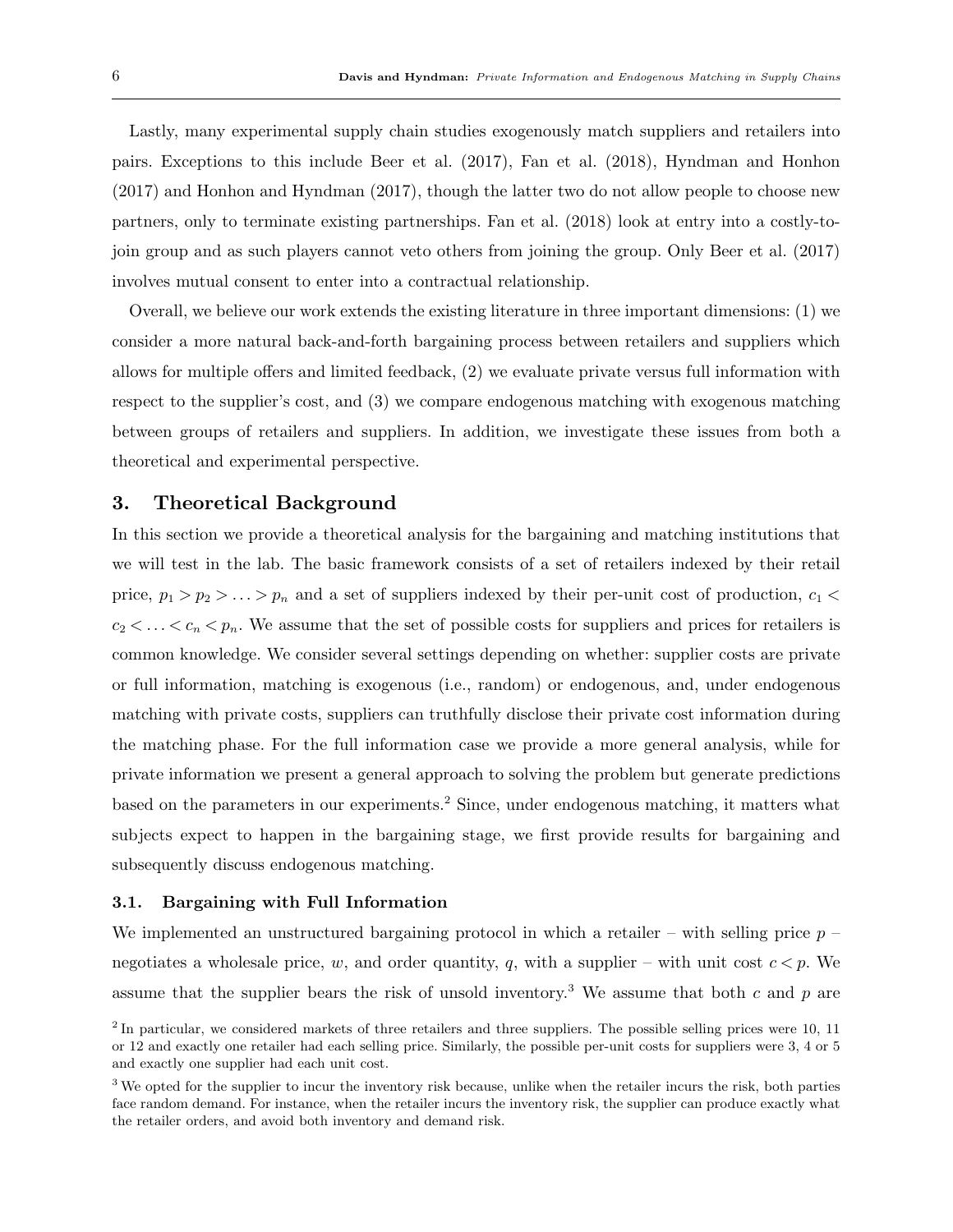Lastly, many experimental supply chain studies exogenously match suppliers and retailers into pairs. Exceptions to this include Beer et al. (2017), Fan et al. (2018), Hyndman and Honhon (2017) and Honhon and Hyndman (2017), though the latter two do not allow people to choose new partners, only to terminate existing partnerships. Fan et al. (2018) look at entry into a costly-to-join group and as such players cannot veto others from joining the group. Only Beer et al. (2017) involves mutual consent to enter into a contractual relationship.

Overall, we believe our work extends the existing literature in three important dimensions: (1) we consider a more natural back-and-forth bargaining process between retailers and suppliers which allows for multiple offers and limited feedback, (2) we evaluate private versus full information with respect to the supplier's cost, and (3) we compare endogenous matching with exogenous matching between groups of retailers and suppliers. In addition, we investigate these issues from both a theoretical and experimental perspective.

## 3. Theoretical Background

In this section we provide a theoretical analysis for the bargaining and matching institutions that we will test in the lab. The basic framework consists of a set of retailers indexed by their retail price, $p_1 > p_2 > \ldots > p_n$ and a set of suppliers indexed by their per-unit cost of production, $c_1 < c_2 < \ldots < c_n < p_n$. We assume that the set of possible costs for suppliers and prices for retailers is common knowledge. We consider several settings depending on whether: supplier costs are private or full information, matching is exogenous (i.e., random) or endogenous, and, under endogenous matching with private costs, suppliers can truthfully disclose their private cost information during the matching phase. For the full information case we provide a more general analysis, while for private information we present a general approach to solving the problem but generate predictions based on the parameters in our experiments.[2] Since, under endogenous matching, it matters what subjects expect to happen in the bargaining stage, we first provide results for bargaining and subsequently discuss endogenous matching.

### 3.1. Bargaining with Full Information

We implemented an unstructured bargaining protocol in which a retailer – with selling price $p$ – negotiates a wholesale price, $w$, and order quantity, $q$, with a supplier – with unit cost $c < p$. We assume that the supplier bears the risk of unsold inventory.[3] We assume that both $c$ and $p$ are

[2] In particular, we considered markets of three retailers and three suppliers. The possible selling prices were 10, 11 or 12 and exactly one retailer had each selling price. Similarly, the possible per-unit costs for suppliers were 3, 4 or 5 and exactly one supplier had each unit cost.

[3] We opted for the supplier to incur the inventory risk because, unlike when the retailer incurs the risk, both parties face random demand. For instance, when the retailer incurs the inventory risk, the supplier can produce exactly what the retailer orders, and avoid both inventory and demand risk.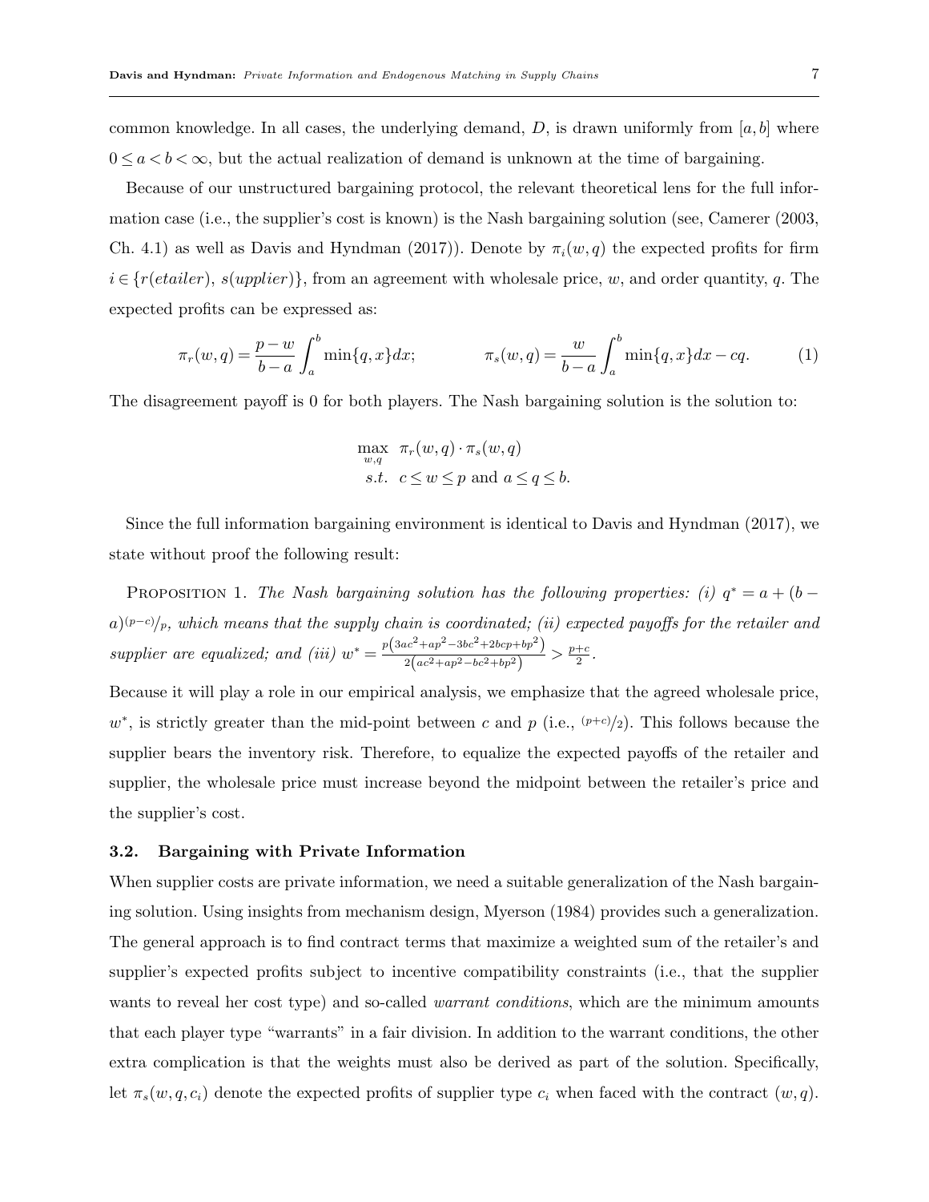common knowledge. In all cases, the underlying demand, $D$, is drawn uniformly from $[a, b]$ where $0 \le a < b < \infty$, but the actual realization of demand is unknown at the time of bargaining.

Because of our unstructured bargaining protocol, the relevant theoretical lens for the full information case (i.e., the supplier's cost is known) is the Nash bargaining solution (see, Camerer (2003, Ch. 4.1) as well as Davis and Hyndman (2017)). Denote by $\pi_i(w, q)$ the expected profits for firm $i \in \{r(etailer),\ s(upplier)\}$, from an agreement with wholesale price, $w$, and order quantity, $q$. The expected profits can be expressed as:

$$\pi_r(w,q) = \frac{p-w}{b-a}\int_a^b \min\{q,x\}dx; \qquad \pi_s(w,q) = \frac{w}{b-a}\int_a^b \min\{q,x\}dx - cq. \tag{1}$$

The disagreement payoff is 0 for both players. The Nash bargaining solution is the solution to:

$$\max_{w,q} \ \pi_r(w,q)\cdot\pi_s(w,q)$$
$$s.t. \ \ c \le w \le p \text{ and } a \le q \le b.$$

Since the full information bargaining environment is identical to Davis and Hyndman (2017), we state without proof the following result:

Proposition 1. *The Nash bargaining solution has the following properties: (i)* $q^* = a + (b-a)^{(p-c)}/_{p}$*, which means that the supply chain is coordinated; (ii) expected payoffs for the retailer and supplier are equalized; and (iii)* $w^* = \frac{p\left(3ac^2+ap^2-3bc^2+2bcp+bp^2\right)}{2\left(ac^2+ap^2-bc^2+bp^2\right)} > \frac{p+c}{2}$.

Because it will play a role in our empirical analysis, we emphasize that the agreed wholesale price, $w^*$, is strictly greater than the mid-point between $c$ and $p$ (i.e., $^{(p+c)}/_{2}$). This follows because the supplier bears the inventory risk. Therefore, to equalize the expected payoffs of the retailer and supplier, the wholesale price must increase beyond the midpoint between the retailer's price and the supplier's cost.

### 3.2. Bargaining with Private Information

When supplier costs are private information, we need a suitable generalization of the Nash bargaining solution. Using insights from mechanism design, Myerson (1984) provides such a generalization. The general approach is to find contract terms that maximize a weighted sum of the retailer's and supplier's expected profits subject to incentive compatibility constraints (i.e., that the supplier wants to reveal her cost type) and so-called *warrant conditions*, which are the minimum amounts that each player type "warrants" in a fair division. In addition to the warrant conditions, the other extra complication is that the weights must also be derived as part of the solution. Specifically, let $\pi_s(w, q, c_i)$ denote the expected profits of supplier type $c_i$ when faced with the contract $(w, q)$.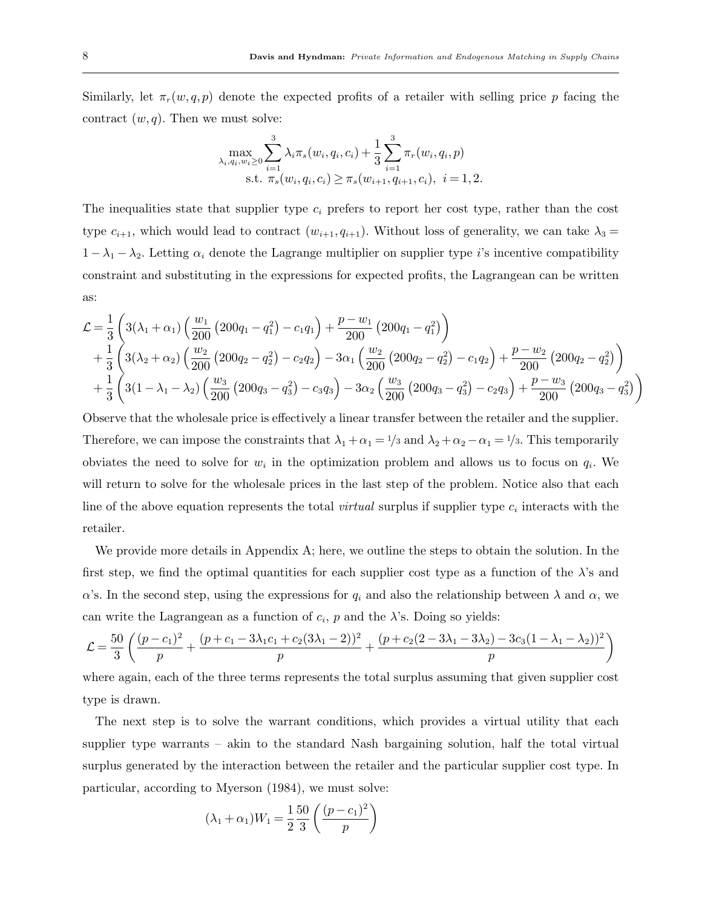Similarly, let $\pi_r(w,q,p)$ denote the expected profits of a retailer with selling price $p$ facing the contract $(w,q)$. Then we must solve:

$$\max_{\lambda_i, q_i, w_i \geq 0} \sum_{i=1}^{3} \lambda_i \pi_s(w_i, q_i, c_i) + \frac{1}{3}\sum_{i=1}^{3} \pi_r(w_i, q_i, p)$$
$$\text{s.t. } \pi_s(w_i, q_i, c_i) \geq \pi_s(w_{i+1}, q_{i+1}, c_i), \;\; i = 1, 2.$$

The inequalities state that supplier type $c_i$ prefers to report her cost type, rather than the cost type $c_{i+1}$, which would lead to contract $(w_{i+1}, q_{i+1})$. Without loss of generality, we can take $\lambda_3 = 1 - \lambda_1 - \lambda_2$. Letting $\alpha_i$ denote the Lagrange multiplier on supplier type $i$'s incentive compatibility constraint and substituting in the expressions for expected profits, the Lagrangean can be written as:

$$\begin{aligned}
\mathcal{L} = &\frac{1}{3}\left(3(\lambda_1+\alpha_1)\left(\frac{w_1}{200}\left(200q_1 - q_1^2\right) - c_1 q_1\right) + \frac{p-w_1}{200}\left(200q_1 - q_1^2\right)\right) \\
&+ \frac{1}{3}\left(3(\lambda_2+\alpha_2)\left(\frac{w_2}{200}\left(200q_2 - q_2^2\right) - c_2 q_2\right) - 3\alpha_1\left(\frac{w_2}{200}\left(200q_2 - q_2^2\right) - c_1 q_2\right) + \frac{p-w_2}{200}\left(200q_2 - q_2^2\right)\right) \\
&+ \frac{1}{3}\left(3(1-\lambda_1-\lambda_2)\left(\frac{w_3}{200}\left(200q_3 - q_3^2\right) - c_3 q_3\right) - 3\alpha_2\left(\frac{w_3}{200}\left(200q_3 - q_3^2\right) - c_2 q_3\right) + \frac{p-w_3}{200}\left(200q_3 - q_3^2\right)\right)
\end{aligned}$$

Observe that the wholesale price is effectively a linear transfer between the retailer and the supplier. Therefore, we can impose the constraints that $\lambda_1 + \alpha_1 = 1/3$ and $\lambda_2 + \alpha_2 - \alpha_1 = 1/3$. This temporarily obviates the need to solve for $w_i$ in the optimization problem and allows us to focus on $q_i$. We will return to solve for the wholesale prices in the last step of the problem. Notice also that each line of the above equation represents the total *virtual* surplus if supplier type $c_i$ interacts with the retailer.

We provide more details in Appendix A; here, we outline the steps to obtain the solution. In the first step, we find the optimal quantities for each supplier cost type as a function of the $\lambda$'s and $\alpha$'s. In the second step, using the expressions for $q_i$ and also the relationship between $\lambda$ and $\alpha$, we can write the Lagrangean as a function of $c_i$, $p$ and the $\lambda$'s. Doing so yields:

$$\mathcal{L} = \frac{50}{3}\left(\frac{(p-c_1)^2}{p} + \frac{(p + c_1 - 3\lambda_1 c_1 + c_2(3\lambda_1 - 2))^2}{p} + \frac{(p + c_2(2 - 3\lambda_1 - 3\lambda_2) - 3c_3(1-\lambda_1-\lambda_2))^2}{p}\right)$$

where again, each of the three terms represents the total surplus assuming that given supplier cost type is drawn.

The next step is to solve the warrant conditions, which provides a virtual utility that each supplier type warrants – akin to the standard Nash bargaining solution, half the total virtual surplus generated by the interaction between the retailer and the particular supplier cost type. In particular, according to Myerson (1984), we must solve:

$$(\lambda_1 + \alpha_1)W_1 = \frac{1}{2}\frac{50}{3}\left(\frac{(p-c_1)^2}{p}\right)$$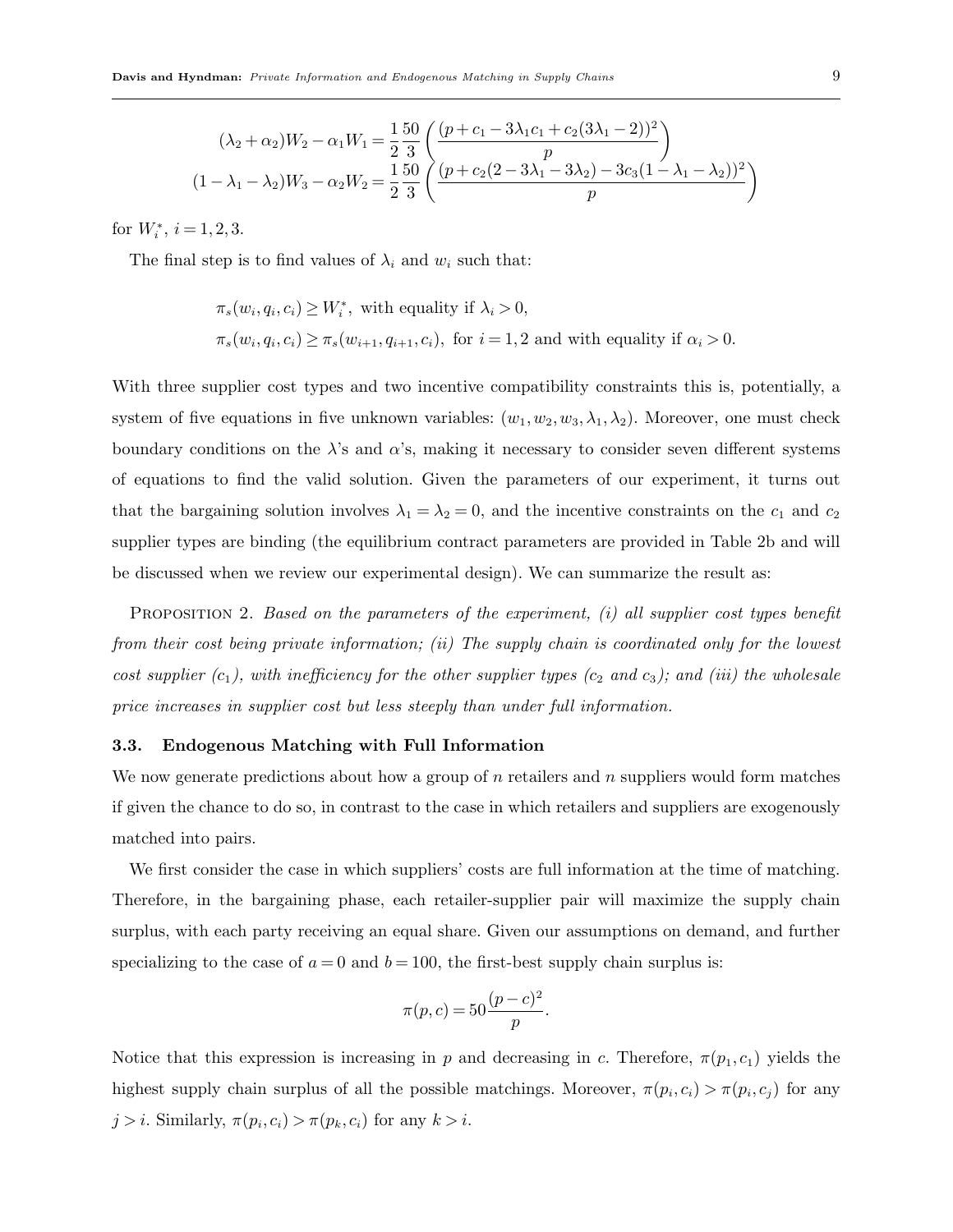$$(\lambda_2 + \alpha_2)W_2 - \alpha_1 W_1 = \frac{1}{2}\frac{50}{3}\left(\frac{(p + c_1 - 3\lambda_1 c_1 + c_2(3\lambda_1 - 2))^2}{p}\right)$$
$$(1 - \lambda_1 - \lambda_2)W_3 - \alpha_2 W_2 = \frac{1}{2}\frac{50}{3}\left(\frac{(p + c_2(2 - 3\lambda_1 - 3\lambda_2) - 3c_3(1 - \lambda_1 - \lambda_2))^2}{p}\right)$$

for $W_i^*$, $i = 1, 2, 3$.

The final step is to find values of $\lambda_i$ and $w_i$ such that:

$$\pi_s(w_i, q_i, c_i) \geq W_i^*, \text{ with equality if } \lambda_i > 0,$$
$$\pi_s(w_i, q_i, c_i) \geq \pi_s(w_{i+1}, q_{i+1}, c_i), \text{ for } i = 1, 2 \text{ and with equality if } \alpha_i > 0.$$

With three supplier cost types and two incentive compatibility constraints this is, potentially, a system of five equations in five unknown variables: $(w_1, w_2, w_3, \lambda_1, \lambda_2)$. Moreover, one must check boundary conditions on the $\lambda$'s and $\alpha$'s, making it necessary to consider seven different systems of equations to find the valid solution. Given the parameters of our experiment, it turns out that the bargaining solution involves $\lambda_1 = \lambda_2 = 0$, and the incentive constraints on the $c_1$ and $c_2$ supplier types are binding (the equilibrium contract parameters are provided in Table 2b and will be discussed when we review our experimental design). We can summarize the result as:

Proposition 2. *Based on the parameters of the experiment, (i) all supplier cost types benefit from their cost being private information; (ii) The supply chain is coordinated only for the lowest cost supplier ($c_1$), with inefficiency for the other supplier types ($c_2$ and $c_3$); and (iii) the wholesale price increases in supplier cost but less steeply than under full information.*

### 3.3. Endogenous Matching with Full Information

We now generate predictions about how a group of $n$ retailers and $n$ suppliers would form matches if given the chance to do so, in contrast to the case in which retailers and suppliers are exogenously matched into pairs.

We first consider the case in which suppliers' costs are full information at the time of matching. Therefore, in the bargaining phase, each retailer-supplier pair will maximize the supply chain surplus, with each party receiving an equal share. Given our assumptions on demand, and further specializing to the case of $a = 0$ and $b = 100$, the first-best supply chain surplus is:

$$\pi(p, c) = 50\frac{(p - c)^2}{p}.$$

Notice that this expression is increasing in $p$ and decreasing in $c$. Therefore, $\pi(p_1, c_1)$ yields the highest supply chain surplus of all the possible matchings. Moreover, $\pi(p_i, c_i) > \pi(p_i, c_j)$ for any $j > i$. Similarly, $\pi(p_i, c_i) > \pi(p_k, c_i)$ for any $k > i$.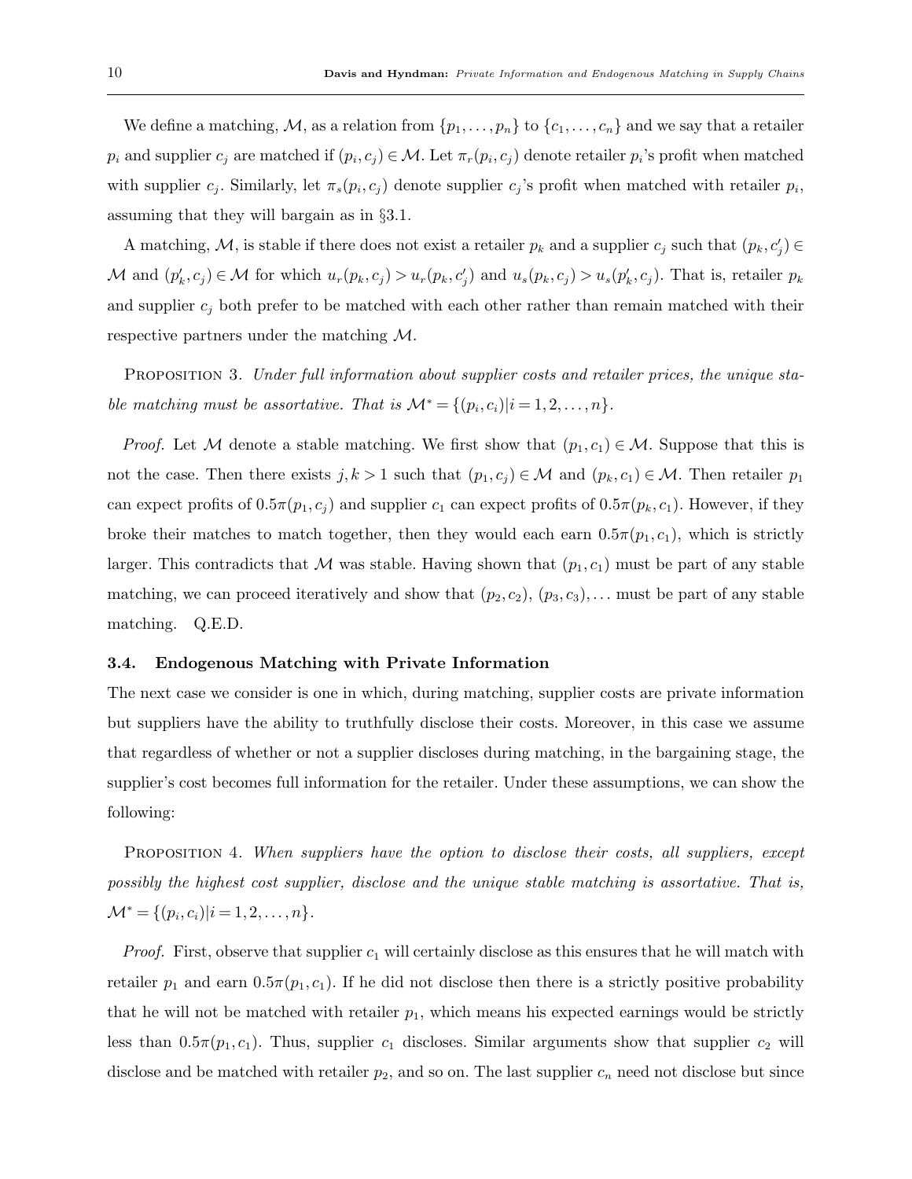We define a matching, $\mathcal{M}$, as a relation from $\{p_1,\dots,p_n\}$ to $\{c_1,\dots,c_n\}$ and we say that a retailer $p_i$ and supplier $c_j$ are matched if $(p_i,c_j)\in\mathcal{M}$. Let $\pi_r(p_i,c_j)$ denote retailer $p_i$'s profit when matched with supplier $c_j$. Similarly, let $\pi_s(p_i,c_j)$ denote supplier $c_j$'s profit when matched with retailer $p_i$, assuming that they will bargain as in §3.1.

A matching, $\mathcal{M}$, is stable if there does not exist a retailer $p_k$ and a supplier $c_j$ such that $(p_k,c_j')\in\mathcal{M}$ and $(p_k',c_j)\in\mathcal{M}$ for which $u_r(p_k,c_j)>u_r(p_k,c_j')$ and $u_s(p_k,c_j)>u_s(p_k',c_j)$. That is, retailer $p_k$ and supplier $c_j$ both prefer to be matched with each other rather than remain matched with their respective partners under the matching $\mathcal{M}$.

Proposition 3. *Under full information about supplier costs and retailer prices, the unique stable matching must be assortative. That is* $\mathcal{M}^*=\{(p_i,c_i)|i=1,2,\dots,n\}$.

*Proof.* Let $\mathcal{M}$ denote a stable matching. We first show that $(p_1,c_1)\in\mathcal{M}$. Suppose that this is not the case. Then there exists $j,k>1$ such that $(p_1,c_j)\in\mathcal{M}$ and $(p_k,c_1)\in\mathcal{M}$. Then retailer $p_1$ can expect profits of $0.5\pi(p_1,c_j)$ and supplier $c_1$ can expect profits of $0.5\pi(p_k,c_1)$. However, if they broke their matches to match together, then they would each earn $0.5\pi(p_1,c_1)$, which is strictly larger. This contradicts that $\mathcal{M}$ was stable. Having shown that $(p_1,c_1)$ must be part of any stable matching, we can proceed iteratively and show that $(p_2,c_2)$, $(p_3,c_3),\dots$ must be part of any stable matching. Q.E.D.

### 3.4. Endogenous Matching with Private Information

The next case we consider is one in which, during matching, supplier costs are private information but suppliers have the ability to truthfully disclose their costs. Moreover, in this case we assume that regardless of whether or not a supplier discloses during matching, in the bargaining stage, the supplier's cost becomes full information for the retailer. Under these assumptions, we can show the following:

Proposition 4. *When suppliers have the option to disclose their costs, all suppliers, except possibly the highest cost supplier, disclose and the unique stable matching is assortative. That is,* $\mathcal{M}^*=\{(p_i,c_i)|i=1,2,\dots,n\}$.

*Proof.* First, observe that supplier $c_1$ will certainly disclose as this ensures that he will match with retailer $p_1$ and earn $0.5\pi(p_1,c_1)$. If he did not disclose then there is a strictly positive probability that he will not be matched with retailer $p_1$, which means his expected earnings would be strictly less than $0.5\pi(p_1,c_1)$. Thus, supplier $c_1$ discloses. Similar arguments show that supplier $c_2$ will disclose and be matched with retailer $p_2$, and so on. The last supplier $c_n$ need not disclose but since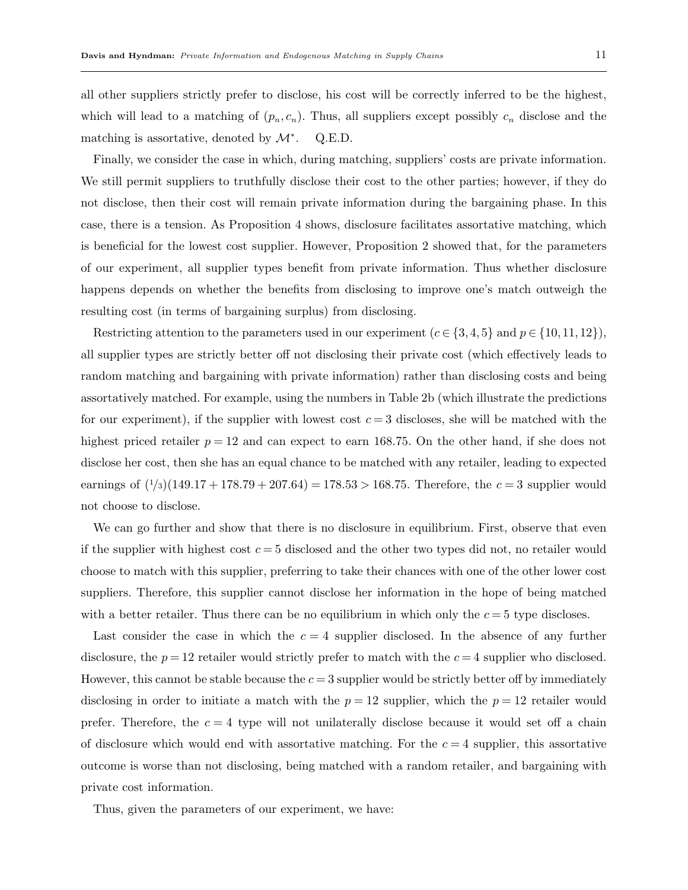all other suppliers strictly prefer to disclose, his cost will be correctly inferred to be the highest, which will lead to a matching of $(p_n, c_n)$. Thus, all suppliers except possibly $c_n$ disclose and the matching is assortative, denoted by $\mathcal{M}^*$. Q.E.D.

Finally, we consider the case in which, during matching, suppliers' costs are private information. We still permit suppliers to truthfully disclose their cost to the other parties; however, if they do not disclose, then their cost will remain private information during the bargaining phase. In this case, there is a tension. As Proposition 4 shows, disclosure facilitates assortative matching, which is beneficial for the lowest cost supplier. However, Proposition 2 showed that, for the parameters of our experiment, all supplier types benefit from private information. Thus whether disclosure happens depends on whether the benefits from disclosing to improve one's match outweigh the resulting cost (in terms of bargaining surplus) from disclosing.

Restricting attention to the parameters used in our experiment ($c \in \{3, 4, 5\}$ and $p \in \{10, 11, 12\}$), all supplier types are strictly better off not disclosing their private cost (which effectively leads to random matching and bargaining with private information) rather than disclosing costs and being assortatively matched. For example, using the numbers in Table 2b (which illustrate the predictions for our experiment), if the supplier with lowest cost $c = 3$ discloses, she will be matched with the highest priced retailer $p = 12$ and can expect to earn 168.75. On the other hand, if she does not disclose her cost, then she has an equal chance to be matched with any retailer, leading to expected earnings of $(1/3)(149.17 + 178.79 + 207.64) = 178.53 > 168.75$. Therefore, the $c = 3$ supplier would not choose to disclose.

We can go further and show that there is no disclosure in equilibrium. First, observe that even if the supplier with highest cost $c = 5$ disclosed and the other two types did not, no retailer would choose to match with this supplier, preferring to take their chances with one of the other lower cost suppliers. Therefore, this supplier cannot disclose her information in the hope of being matched with a better retailer. Thus there can be no equilibrium in which only the $c = 5$ type discloses.

Last consider the case in which the $c = 4$ supplier disclosed. In the absence of any further disclosure, the $p = 12$ retailer would strictly prefer to match with the $c = 4$ supplier who disclosed. However, this cannot be stable because the $c = 3$ supplier would be strictly better off by immediately disclosing in order to initiate a match with the $p = 12$ supplier, which the $p = 12$ retailer would prefer. Therefore, the $c = 4$ type will not unilaterally disclose because it would set off a chain of disclosure which would end with assortative matching. For the $c = 4$ supplier, this assortative outcome is worse than not disclosing, being matched with a random retailer, and bargaining with private cost information.

Thus, given the parameters of our experiment, we have: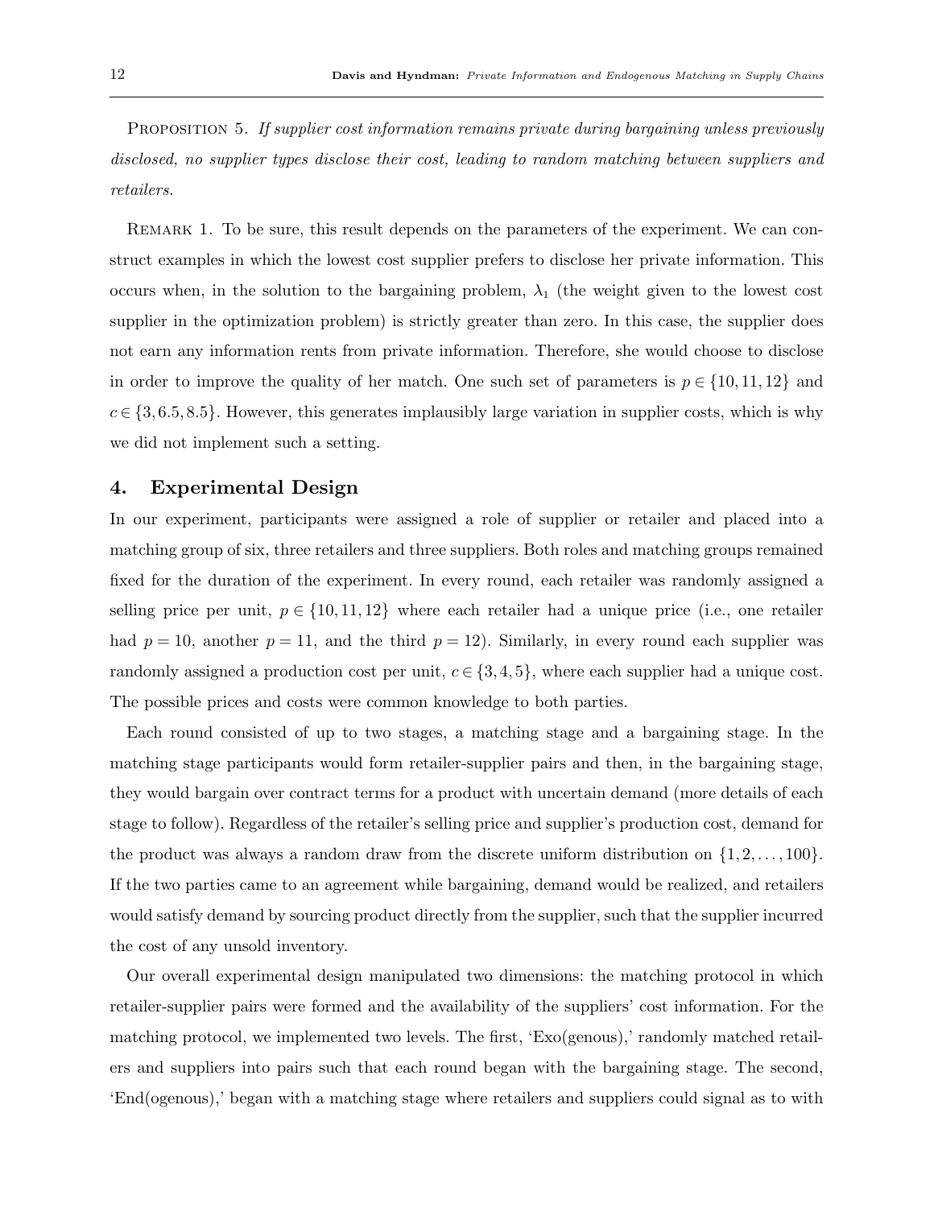Proposition 5. *If supplier cost information remains private during bargaining unless previously disclosed, no supplier types disclose their cost, leading to random matching between suppliers and retailers.*

Remark 1. To be sure, this result depends on the parameters of the experiment. We can construct examples in which the lowest cost supplier prefers to disclose her private information. This occurs when, in the solution to the bargaining problem, $\lambda_1$ (the weight given to the lowest cost supplier in the optimization problem) is strictly greater than zero. In this case, the supplier does not earn any information rents from private information. Therefore, she would choose to disclose in order to improve the quality of her match. One such set of parameters is $p \in \{10, 11, 12\}$ and $c \in \{3, 6.5, 8.5\}$. However, this generates implausibly large variation in supplier costs, which is why we did not implement such a setting.

## 4. Experimental Design

In our experiment, participants were assigned a role of supplier or retailer and placed into a matching group of six, three retailers and three suppliers. Both roles and matching groups remained fixed for the duration of the experiment. In every round, each retailer was randomly assigned a selling price per unit, $p \in \{10, 11, 12\}$ where each retailer had a unique price (i.e., one retailer had $p = 10$, another $p = 11$, and the third $p = 12$). Similarly, in every round each supplier was randomly assigned a production cost per unit, $c \in \{3, 4, 5\}$, where each supplier had a unique cost. The possible prices and costs were common knowledge to both parties.

Each round consisted of up to two stages, a matching stage and a bargaining stage. In the matching stage participants would form retailer-supplier pairs and then, in the bargaining stage, they would bargain over contract terms for a product with uncertain demand (more details of each stage to follow). Regardless of the retailer's selling price and supplier's production cost, demand for the product was always a random draw from the discrete uniform distribution on $\{1, 2, \ldots, 100\}$. If the two parties came to an agreement while bargaining, demand would be realized, and retailers would satisfy demand by sourcing product directly from the supplier, such that the supplier incurred the cost of any unsold inventory.

Our overall experimental design manipulated two dimensions: the matching protocol in which retailer-supplier pairs were formed and the availability of the suppliers' cost information. For the matching protocol, we implemented two levels. The first, 'Exo(genous),' randomly matched retailers and suppliers into pairs such that each round began with the bargaining stage. The second, 'End(ogenous),' began with a matching stage where retailers and suppliers could signal as to with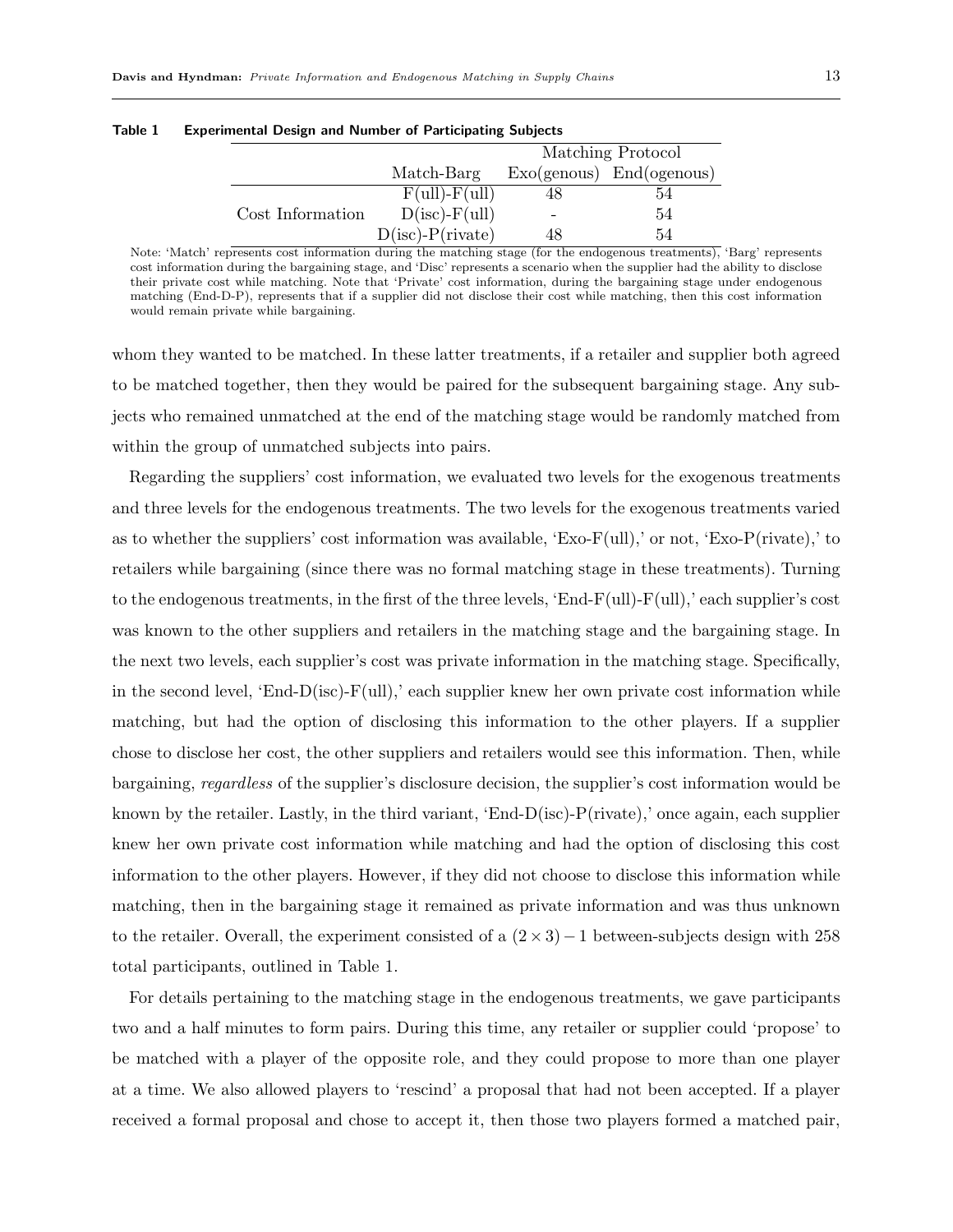**Table 1 Experimental Design and Number of Participating Subjects**

| | | Matching Protocol | |
|---|---|---|---|
| | Match-Barg | Exo(genous) | End(ogenous) |
| Cost Information | F(ull)-F(ull) | 48 | 54 |
| | D(isc)-F(ull) | - | 54 |
| | D(isc)-P(rivate) | 48 | 54 |

Note: 'Match' represents cost information during the matching stage (for the endogenous treatments), 'Barg' represents cost information during the bargaining stage, and 'Disc' represents a scenario when the supplier had the ability to disclose their private cost while matching. Note that 'Private' cost information, during the bargaining stage under endogenous matching (End-D-P), represents that if a supplier did not disclose their cost while matching, then this cost information would remain private while bargaining.

whom they wanted to be matched. In these latter treatments, if a retailer and supplier both agreed to be matched together, then they would be paired for the subsequent bargaining stage. Any subjects who remained unmatched at the end of the matching stage would be randomly matched from within the group of unmatched subjects into pairs.

Regarding the suppliers' cost information, we evaluated two levels for the exogenous treatments and three levels for the endogenous treatments. The two levels for the exogenous treatments varied as to whether the suppliers' cost information was available, 'Exo-F(ull),' or not, 'Exo-P(rivate),' to retailers while bargaining (since there was no formal matching stage in these treatments). Turning to the endogenous treatments, in the first of the three levels, 'End-F(ull)-F(ull),' each supplier's cost was known to the other suppliers and retailers in the matching stage and the bargaining stage. In the next two levels, each supplier's cost was private information in the matching stage. Specifically, in the second level, 'End-D(isc)-F(ull),' each supplier knew her own private cost information while matching, but had the option of disclosing this information to the other players. If a supplier chose to disclose her cost, the other suppliers and retailers would see this information. Then, while bargaining, *regardless* of the supplier's disclosure decision, the supplier's cost information would be known by the retailer. Lastly, in the third variant, 'End-D(isc)-P(rivate),' once again, each supplier knew her own private cost information while matching and had the option of disclosing this cost information to the other players. However, if they did not choose to disclose this information while matching, then in the bargaining stage it remained as private information and was thus unknown to the retailer. Overall, the experiment consisted of a $(2 \times 3) - 1$ between-subjects design with 258 total participants, outlined in Table 1.

For details pertaining to the matching stage in the endogenous treatments, we gave participants two and a half minutes to form pairs. During this time, any retailer or supplier could 'propose' to be matched with a player of the opposite role, and they could propose to more than one player at a time. We also allowed players to 'rescind' a proposal that had not been accepted. If a player received a formal proposal and chose to accept it, then those two players formed a matched pair,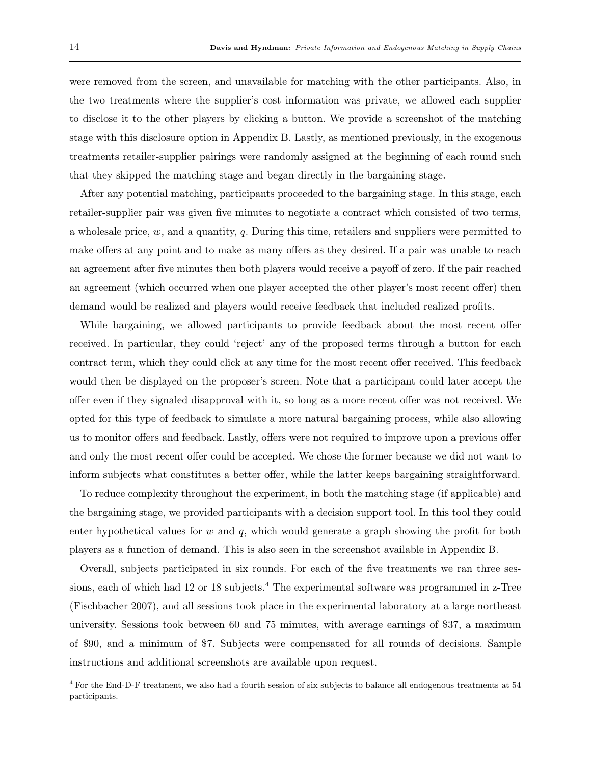were removed from the screen, and unavailable for matching with the other participants. Also, in the two treatments where the supplier's cost information was private, we allowed each supplier to disclose it to the other players by clicking a button. We provide a screenshot of the matching stage with this disclosure option in Appendix B. Lastly, as mentioned previously, in the exogenous treatments retailer-supplier pairings were randomly assigned at the beginning of each round such that they skipped the matching stage and began directly in the bargaining stage.

After any potential matching, participants proceeded to the bargaining stage. In this stage, each retailer-supplier pair was given five minutes to negotiate a contract which consisted of two terms, a wholesale price, $w$, and a quantity, $q$. During this time, retailers and suppliers were permitted to make offers at any point and to make as many offers as they desired. If a pair was unable to reach an agreement after five minutes then both players would receive a payoff of zero. If the pair reached an agreement (which occurred when one player accepted the other player's most recent offer) then demand would be realized and players would receive feedback that included realized profits.

While bargaining, we allowed participants to provide feedback about the most recent offer received. In particular, they could 'reject' any of the proposed terms through a button for each contract term, which they could click at any time for the most recent offer received. This feedback would then be displayed on the proposer's screen. Note that a participant could later accept the offer even if they signaled disapproval with it, so long as a more recent offer was not received. We opted for this type of feedback to simulate a more natural bargaining process, while also allowing us to monitor offers and feedback. Lastly, offers were not required to improve upon a previous offer and only the most recent offer could be accepted. We chose the former because we did not want to inform subjects what constitutes a better offer, while the latter keeps bargaining straightforward.

To reduce complexity throughout the experiment, in both the matching stage (if applicable) and the bargaining stage, we provided participants with a decision support tool. In this tool they could enter hypothetical values for $w$ and $q$, which would generate a graph showing the profit for both players as a function of demand. This is also seen in the screenshot available in Appendix B.

Overall, subjects participated in six rounds. For each of the five treatments we ran three sessions, each of which had 12 or 18 subjects.[4] The experimental software was programmed in z-Tree (Fischbacher 2007), and all sessions took place in the experimental laboratory at a large northeast university. Sessions took between 60 and 75 minutes, with average earnings of \$37, a maximum of \$90, and a minimum of \$7. Subjects were compensated for all rounds of decisions. Sample instructions and additional screenshots are available upon request.

[4] For the End-D-F treatment, we also had a fourth session of six subjects to balance all endogenous treatments at 54 participants.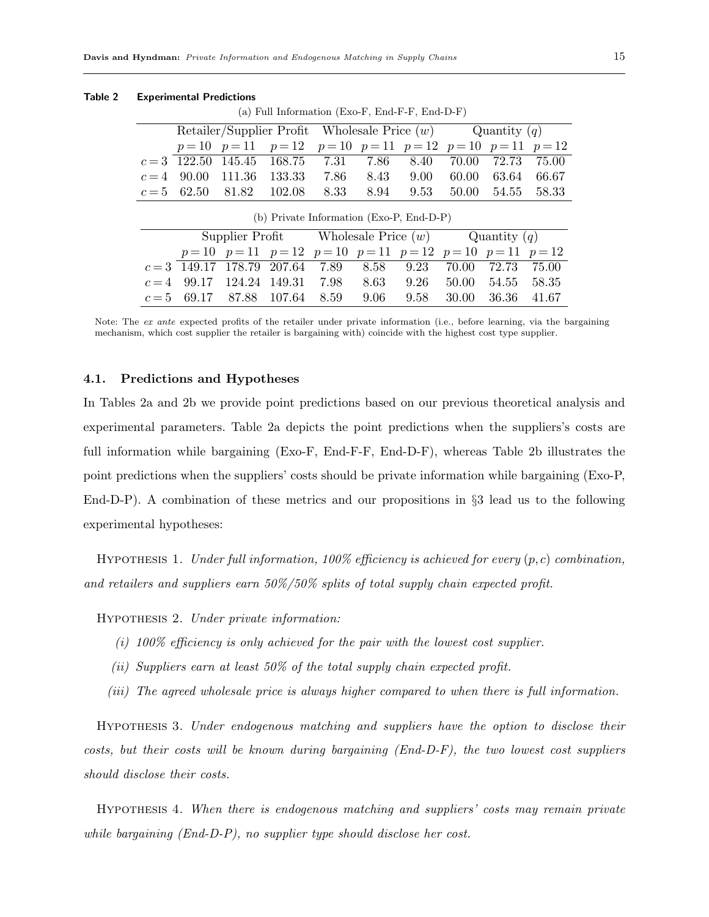**Table 2 Experimental Predictions**

(a) Full Information (Exo-F, End-F-F, End-D-F)

| | Retailer/Supplier Profit | | | Wholesale Price ($w$) | | | Quantity ($q$) | | |
|---|---|---|---|---|---|---|---|---|---|
| | $p=10$ | $p=11$ | $p=12$ | $p=10$ | $p=11$ | $p=12$ | $p=10$ | $p=11$ | $p=12$ |
| $c=3$ | 122.50 | 145.45 | 168.75 | 7.31 | 7.86 | 8.40 | 70.00 | 72.73 | 75.00 |
| $c=4$ | 90.00 | 111.36 | 133.33 | 7.86 | 8.43 | 9.00 | 60.00 | 63.64 | 66.67 |
| $c=5$ | 62.50 | 81.82 | 102.08 | 8.33 | 8.94 | 9.53 | 50.00 | 54.55 | 58.33 |

(b) Private Information (Exo-P, End-D-P)

| | Supplier Profit | | | Wholesale Price ($w$) | | | Quantity ($q$) | | |
|---|---|---|---|---|---|---|---|---|---|
| | $p=10$ | $p=11$ | $p=12$ | $p=10$ | $p=11$ | $p=12$ | $p=10$ | $p=11$ | $p=12$ |
| $c=3$ | 149.17 | 178.79 | 207.64 | 7.89 | 8.58 | 9.23 | 70.00 | 72.73 | 75.00 |
| $c=4$ | 99.17 | 124.24 | 149.31 | 7.98 | 8.63 | 9.26 | 50.00 | 54.55 | 58.35 |
| $c=5$ | 69.17 | 87.88 | 107.64 | 8.59 | 9.06 | 9.58 | 30.00 | 36.36 | 41.67 |

Note: The *ex ante* expected profits of the retailer under private information (i.e., before learning, via the bargaining mechanism, which cost supplier the retailer is bargaining with) coincide with the highest cost type supplier.

### 4.1. Predictions and Hypotheses

In Tables 2a and 2b we provide point predictions based on our previous theoretical analysis and experimental parameters. Table 2a depicts the point predictions when the suppliers's costs are full information while bargaining (Exo-F, End-F-F, End-D-F), whereas Table 2b illustrates the point predictions when the suppliers' costs should be private information while bargaining (Exo-P, End-D-P). A combination of these metrics and our propositions in §3 lead us to the following experimental hypotheses:

Hypothesis 1. *Under full information, 100% efficiency is achieved for every $(p, c)$ combination, and retailers and suppliers earn 50%/50% splits of total supply chain expected profit.*

Hypothesis 2. *Under private information:*

*(i) 100% efficiency is only achieved for the pair with the lowest cost supplier.*

*(ii) Suppliers earn at least 50% of the total supply chain expected profit.*

*(iii) The agreed wholesale price is always higher compared to when there is full information.*

Hypothesis 3. *Under endogenous matching and suppliers have the option to disclose their costs, but their costs will be known during bargaining (End-D-F), the two lowest cost suppliers should disclose their costs.*

Hypothesis 4. *When there is endogenous matching and suppliers' costs may remain private while bargaining (End-D-P), no supplier type should disclose her cost.*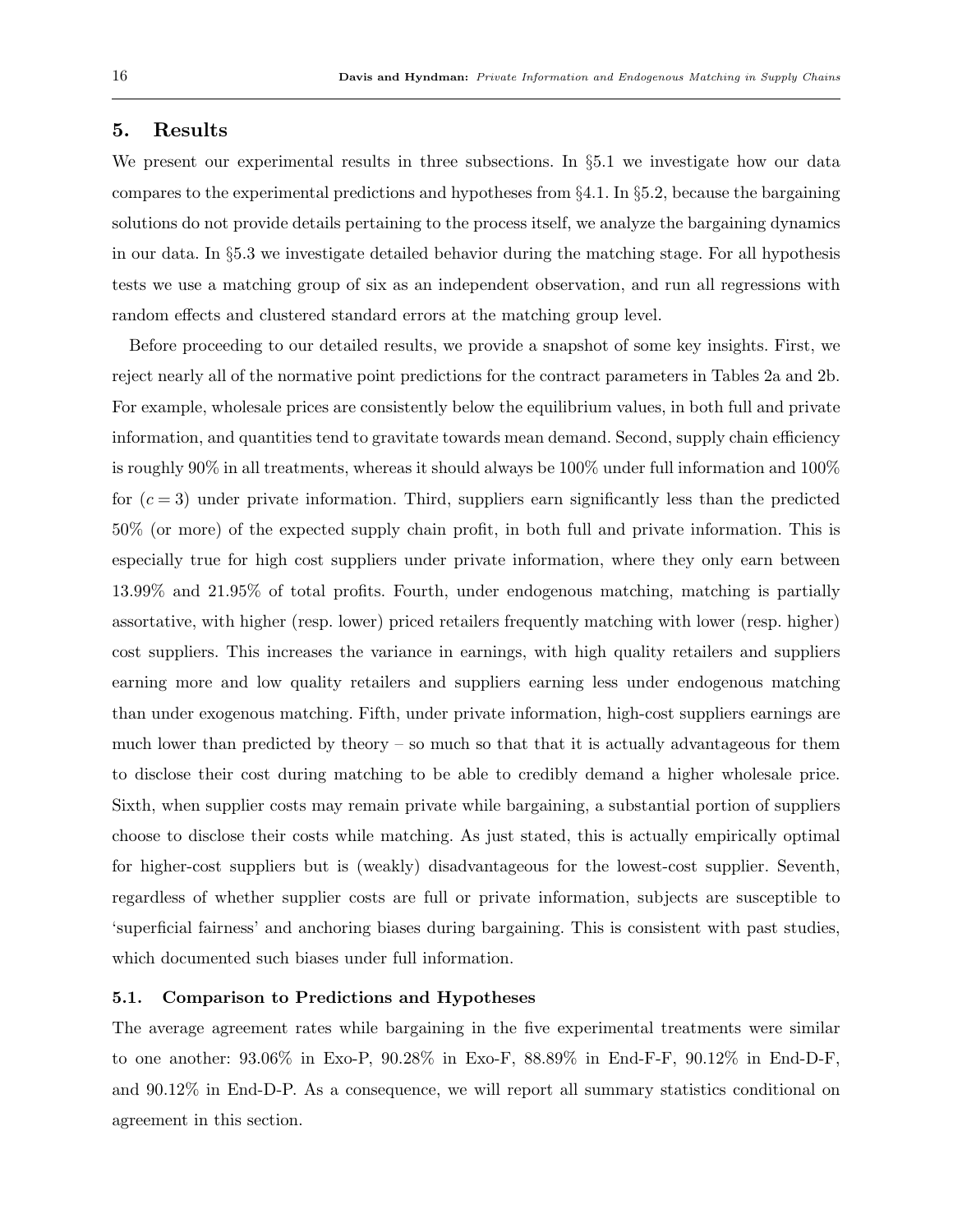## 5. Results

We present our experimental results in three subsections. In §5.1 we investigate how our data compares to the experimental predictions and hypotheses from §4.1. In §5.2, because the bargaining solutions do not provide details pertaining to the process itself, we analyze the bargaining dynamics in our data. In §5.3 we investigate detailed behavior during the matching stage. For all hypothesis tests we use a matching group of six as an independent observation, and run all regressions with random effects and clustered standard errors at the matching group level.

Before proceeding to our detailed results, we provide a snapshot of some key insights. First, we reject nearly all of the normative point predictions for the contract parameters in Tables 2a and 2b. For example, wholesale prices are consistently below the equilibrium values, in both full and private information, and quantities tend to gravitate towards mean demand. Second, supply chain efficiency is roughly 90% in all treatments, whereas it should always be 100% under full information and 100% for ($c = 3$) under private information. Third, suppliers earn significantly less than the predicted 50% (or more) of the expected supply chain profit, in both full and private information. This is especially true for high cost suppliers under private information, where they only earn between 13.99% and 21.95% of total profits. Fourth, under endogenous matching, matching is partially assortative, with higher (resp. lower) priced retailers frequently matching with lower (resp. higher) cost suppliers. This increases the variance in earnings, with high quality retailers and suppliers earning more and low quality retailers and suppliers earning less under endogenous matching than under exogenous matching. Fifth, under private information, high-cost suppliers earnings are much lower than predicted by theory – so much so that that it is actually advantageous for them to disclose their cost during matching to be able to credibly demand a higher wholesale price. Sixth, when supplier costs may remain private while bargaining, a substantial portion of suppliers choose to disclose their costs while matching. As just stated, this is actually empirically optimal for higher-cost suppliers but is (weakly) disadvantageous for the lowest-cost supplier. Seventh, regardless of whether supplier costs are full or private information, subjects are susceptible to 'superficial fairness' and anchoring biases during bargaining. This is consistent with past studies, which documented such biases under full information.

### 5.1. Comparison to Predictions and Hypotheses

The average agreement rates while bargaining in the five experimental treatments were similar to one another: 93.06% in Exo-P, 90.28% in Exo-F, 88.89% in End-F-F, 90.12% in End-D-F, and 90.12% in End-D-P. As a consequence, we will report all summary statistics conditional on agreement in this section.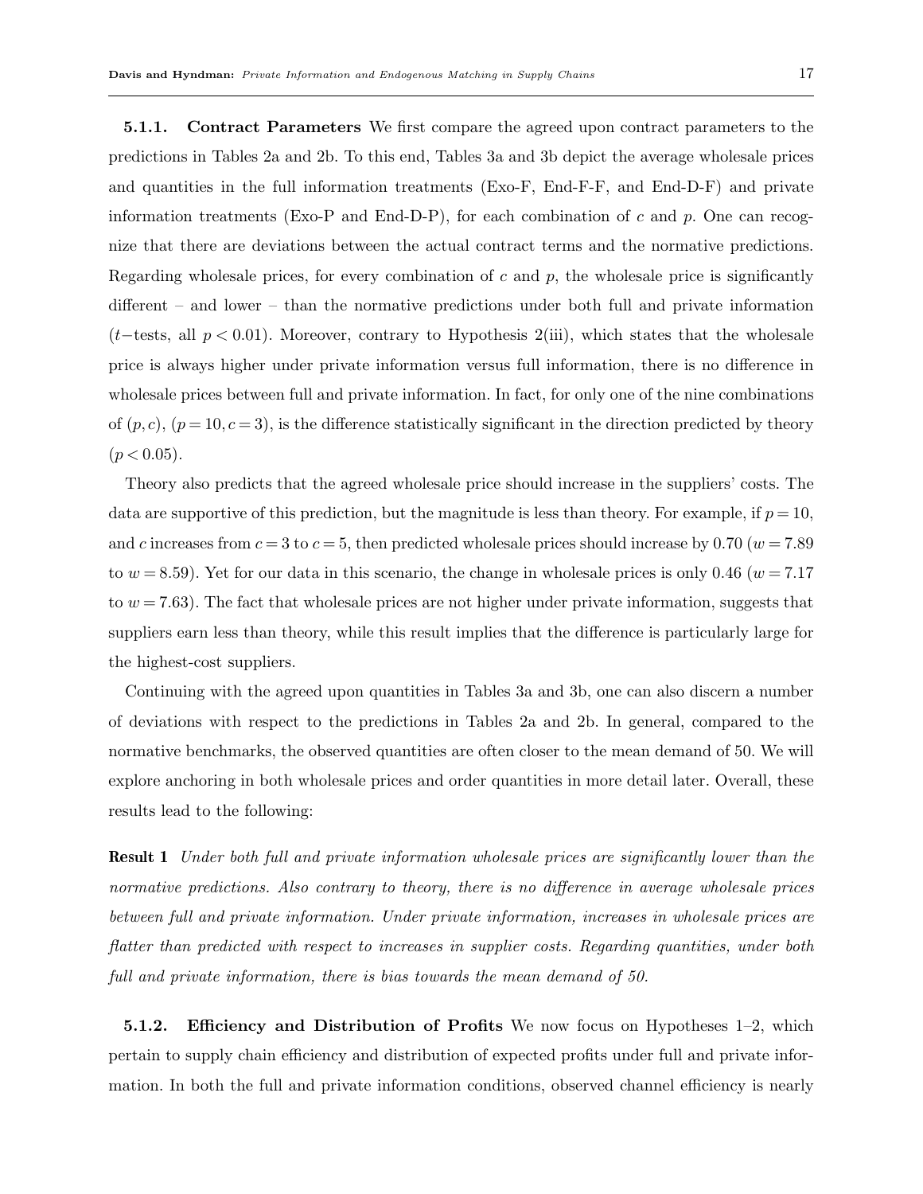**5.1.1. Contract Parameters** We first compare the agreed upon contract parameters to the predictions in Tables 2a and 2b. To this end, Tables 3a and 3b depict the average wholesale prices and quantities in the full information treatments (Exo-F, End-F-F, and End-D-F) and private information treatments (Exo-P and End-D-P), for each combination of $c$ and $p$. One can recognize that there are deviations between the actual contract terms and the normative predictions. Regarding wholesale prices, for every combination of $c$ and $p$, the wholesale price is significantly different – and lower – than the normative predictions under both full and private information ($t-$tests, all $p < 0.01$). Moreover, contrary to Hypothesis 2(iii), which states that the wholesale price is always higher under private information versus full information, there is no difference in wholesale prices between full and private information. In fact, for only one of the nine combinations of $(p, c)$, $(p = 10, c = 3)$, is the difference statistically significant in the direction predicted by theory ($p < 0.05$).

Theory also predicts that the agreed wholesale price should increase in the suppliers' costs. The data are supportive of this prediction, but the magnitude is less than theory. For example, if $p = 10$, and $c$ increases from $c = 3$ to $c = 5$, then predicted wholesale prices should increase by 0.70 ($w = 7.89$ to $w = 8.59$). Yet for our data in this scenario, the change in wholesale prices is only 0.46 ($w = 7.17$ to $w = 7.63$). The fact that wholesale prices are not higher under private information, suggests that suppliers earn less than theory, while this result implies that the difference is particularly large for the highest-cost suppliers.

Continuing with the agreed upon quantities in Tables 3a and 3b, one can also discern a number of deviations with respect to the predictions in Tables 2a and 2b. In general, compared to the normative benchmarks, the observed quantities are often closer to the mean demand of 50. We will explore anchoring in both wholesale prices and order quantities in more detail later. Overall, these results lead to the following:

**Result 1** *Under both full and private information wholesale prices are significantly lower than the normative predictions. Also contrary to theory, there is no difference in average wholesale prices between full and private information. Under private information, increases in wholesale prices are flatter than predicted with respect to increases in supplier costs. Regarding quantities, under both full and private information, there is bias towards the mean demand of 50.*

**5.1.2. Efficiency and Distribution of Profits** We now focus on Hypotheses 1–2, which pertain to supply chain efficiency and distribution of expected profits under full and private information. In both the full and private information conditions, observed channel efficiency is nearly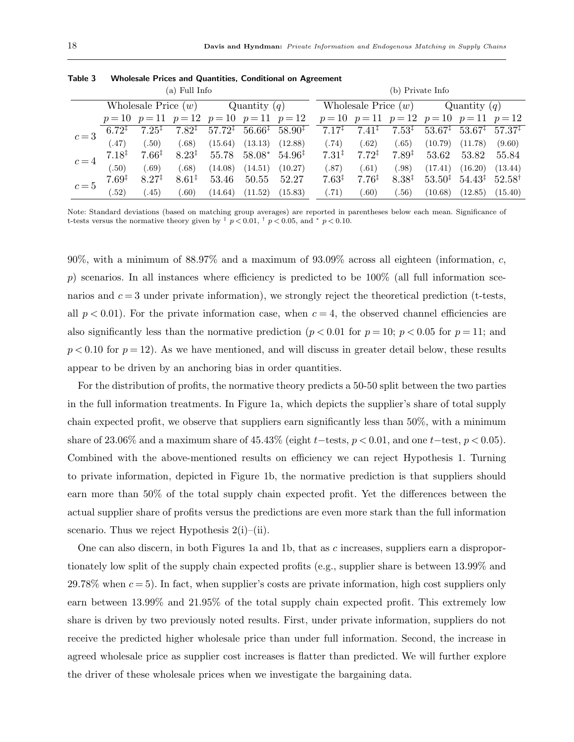**Table 3 Wholesale Prices and Quantities, Conditional on Agreement**

| | (a) Full Info | | | | | | (b) Private Info | | | | | |
|---|---|---|---|---|---|---|---|---|---|---|---|---|
| | Wholesale Price ($w$) | | | Quantity ($q$) | | | Wholesale Price ($w$) | | | Quantity ($q$) | | |
| | $p=10$ | $p=11$ | $p=12$ | $p=10$ | $p=11$ | $p=12$ | $p=10$ | $p=11$ | $p=12$ | $p=10$ | $p=11$ | $p=12$ |
| $c=3$ | $6.72^{\ddagger}$ | $7.25^{\ddagger}$ | $7.82^{\ddagger}$ | $57.72^{\ddagger}$ | $56.66^{\ddagger}$ | $58.90^{\ddagger}$ | $7.17^{\ddagger}$ | $7.41^{\ddagger}$ | $7.53^{\ddagger}$ | $53.67^{\ddagger}$ | $53.67^{\ddagger}$ | $57.37^{\ddagger}$ |
| | (.47) | (.50) | (.68) | (15.64) | (13.13) | (12.88) | (.74) | (.62) | (.65) | (10.79) | (11.78) | (9.60) |
| $c=4$ | $7.18^{\ddagger}$ | $7.66^{\ddagger}$ | $8.23^{\ddagger}$ | 55.78 | $58.08^{*}$ | $54.96^{\ddagger}$ | $7.31^{\ddagger}$ | $7.72^{\ddagger}$ | $7.89^{\ddagger}$ | 53.62 | 53.82 | 55.84 |
| | (.50) | (.69) | (.68) | (14.08) | (14.51) | (10.27) | (.87) | (.61) | (.98) | (17.41) | (16.20) | (13.44) |
| $c=5$ | $7.69^{\ddagger}$ | $8.27^{\ddagger}$ | $8.61^{\ddagger}$ | 53.46 | 50.55 | 52.27 | $7.63^{\ddagger}$ | $7.76^{\ddagger}$ | $8.38^{\ddagger}$ | $53.50^{\ddagger}$ | $54.43^{\ddagger}$ | $52.58^{\dagger}$ |
| | (.52) | (.45) | (.60) | (14.64) | (11.52) | (15.83) | (.71) | (.60) | (.56) | (10.68) | (12.85) | (15.40) |

Note: Standard deviations (based on matching group averages) are reported in parentheses below each mean. Significance of t-tests versus the normative theory given by $^{\ddagger}$ $p<0.01$, $^{\dagger}$ $p<0.05$, and $^{*}$ $p<0.10$.

90%, with a minimum of 88.97% and a maximum of 93.09% across all eighteen (information, $c$, $p$) scenarios. In all instances where efficiency is predicted to be 100% (all full information scenarios and $c=3$ under private information), we strongly reject the theoretical prediction (t-tests, all $p<0.01$). For the private information case, when $c=4$, the observed channel efficiencies are also significantly less than the normative prediction ($p<0.01$ for $p=10$; $p<0.05$ for $p=11$; and $p<0.10$ for $p=12$). As we have mentioned, and will discuss in greater detail below, these results appear to be driven by an anchoring bias in order quantities.

For the distribution of profits, the normative theory predicts a 50-50 split between the two parties in the full information treatments. In Figure 1a, which depicts the supplier's share of total supply chain expected profit, we observe that suppliers earn significantly less than 50%, with a minimum share of 23.06% and a maximum share of 45.43% (eight $t-$tests, $p<0.01$, and one $t-$test, $p<0.05$). Combined with the above-mentioned results on efficiency we can reject Hypothesis 1. Turning to private information, depicted in Figure 1b, the normative prediction is that suppliers should earn more than 50% of the total supply chain expected profit. Yet the differences between the actual supplier share of profits versus the predictions are even more stark than the full information scenario. Thus we reject Hypothesis 2(i)–(ii).

One can also discern, in both Figures 1a and 1b, that as $c$ increases, suppliers earn a disproportionately low split of the supply chain expected profits (e.g., supplier share is between 13.99% and 29.78% when $c=5$). In fact, when supplier's costs are private information, high cost suppliers only earn between 13.99% and 21.95% of the total supply chain expected profit. This extremely low share is driven by two previously noted results. First, under private information, suppliers do not receive the predicted higher wholesale price than under full information. Second, the increase in agreed wholesale price as supplier cost increases is flatter than predicted. We will further explore the driver of these wholesale prices when we investigate the bargaining data.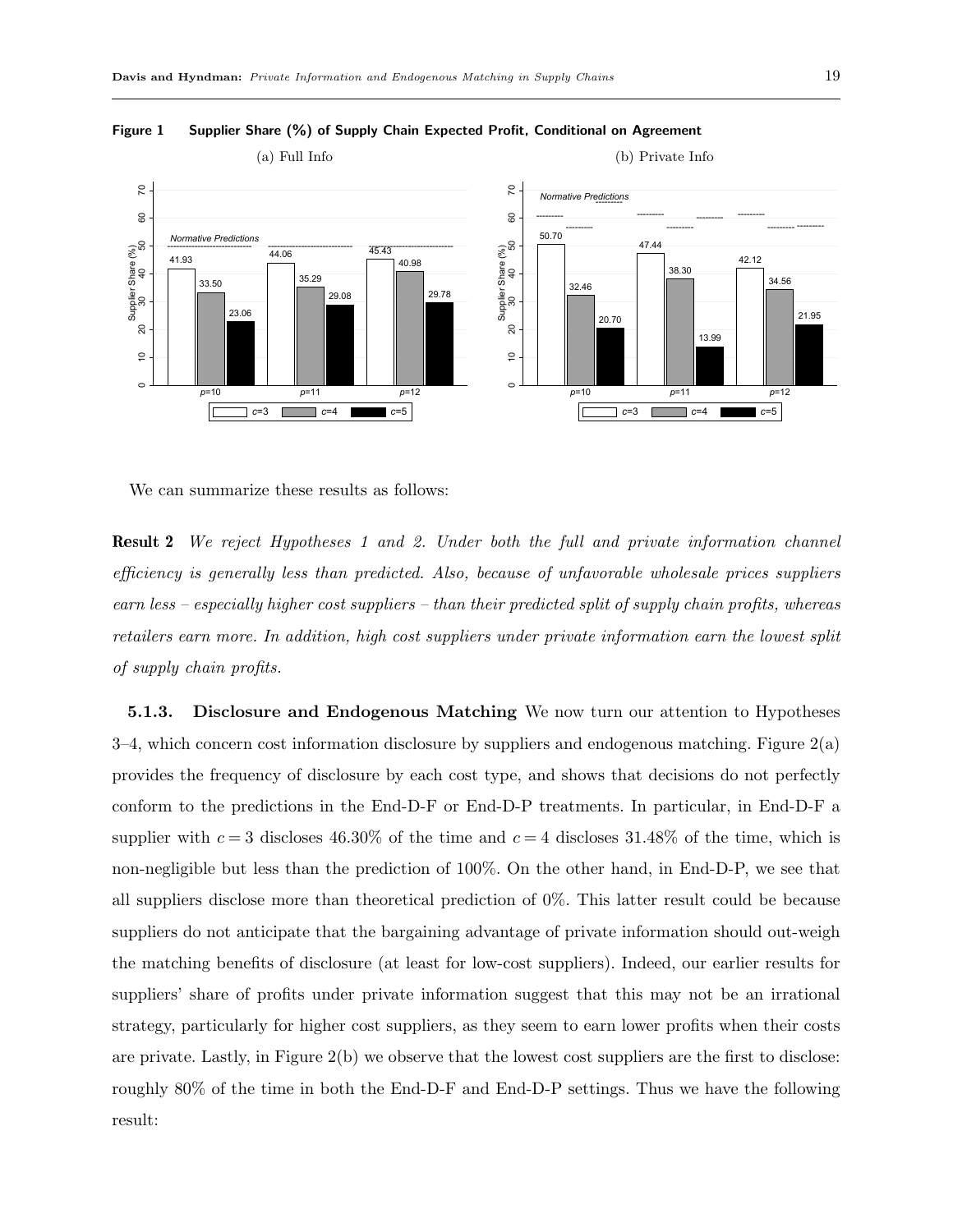**Figure 1 Supplier Share (%) of Supply Chain Expected Profit, Conditional on Agreement**

(a) Full Info

(b) Private Info

We can summarize these results as follows:

**Result 2** *We reject Hypotheses 1 and 2. Under both the full and private information channel efficiency is generally less than predicted. Also, because of unfavorable wholesale prices suppliers earn less – especially higher cost suppliers – than their predicted split of supply chain profits, whereas retailers earn more. In addition, high cost suppliers under private information earn the lowest split of supply chain profits.*

**5.1.3. Disclosure and Endogenous Matching** We now turn our attention to Hypotheses 3–4, which concern cost information disclosure by suppliers and endogenous matching. Figure 2(a) provides the frequency of disclosure by each cost type, and shows that decisions do not perfectly conform to the predictions in the End-D-F or End-D-P treatments. In particular, in End-D-F a supplier with $c = 3$ discloses 46.30% of the time and $c = 4$ discloses 31.48% of the time, which is non-negligible but less than the prediction of 100%. On the other hand, in End-D-P, we see that all suppliers disclose more than theoretical prediction of 0%. This latter result could be because suppliers do not anticipate that the bargaining advantage of private information should out-weigh the matching benefits of disclosure (at least for low-cost suppliers). Indeed, our earlier results for suppliers' share of profits under private information suggest that this may not be an irrational strategy, particularly for higher cost suppliers, as they seem to earn lower profits when their costs are private. Lastly, in Figure 2(b) we observe that the lowest cost suppliers are the first to disclose: roughly 80% of the time in both the End-D-F and End-D-P settings. Thus we have the following result: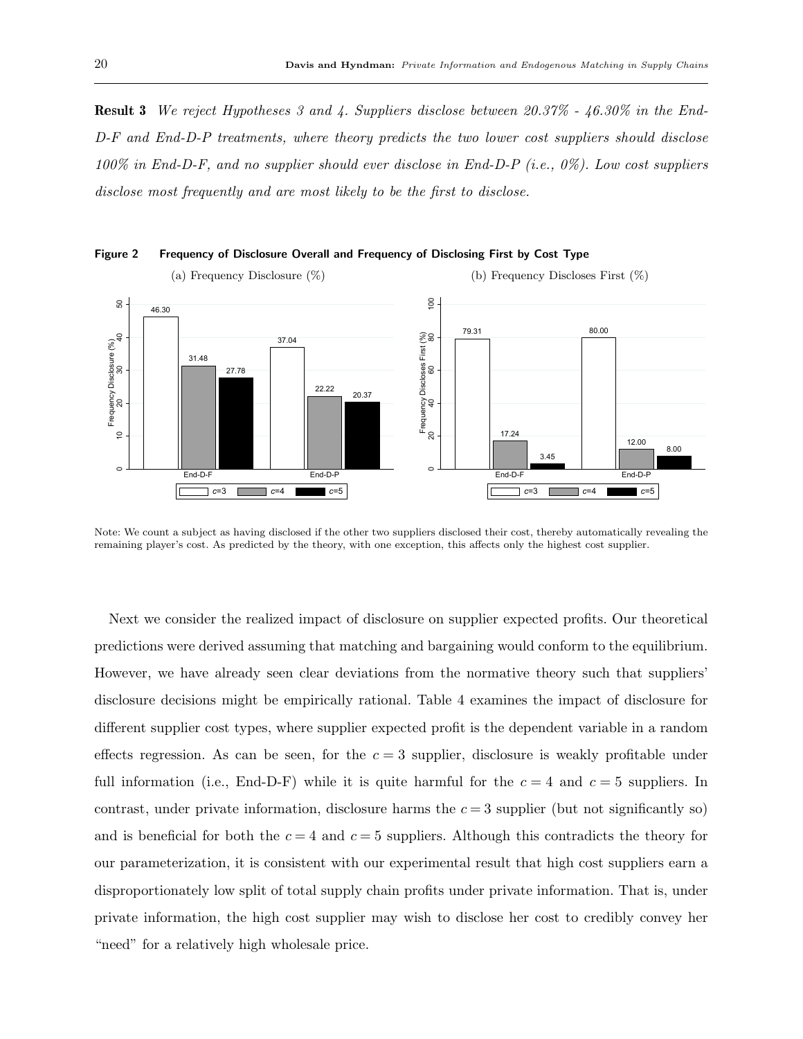**Result 3** *We reject Hypotheses 3 and 4. Suppliers disclose between 20.37% - 46.30% in the End-D-F and End-D-P treatments, where theory predicts the two lower cost suppliers should disclose 100% in End-D-F, and no supplier should ever disclose in End-D-P (i.e., 0%). Low cost suppliers disclose most frequently and are most likely to be the first to disclose.*

**Figure 2 Frequency of Disclosure Overall and Frequency of Disclosing First by Cost Type**

(a) Frequency Disclosure (%)

| | $c=3$ | $c=4$ | $c=5$ |
|---|---|---|---|
| End-D-F | 46.30 | 31.48 | 27.78 |
| End-D-P | 37.04 | 22.22 | 20.37 |

(b) Frequency Discloses First (%)

| | $c=3$ | $c=4$ | $c=5$ |
|---|---|---|---|
| End-D-F | 79.31 | 17.24 | 3.45 |
| End-D-P | 80.00 | 12.00 | 8.00 |

Note: We count a subject as having disclosed if the other two suppliers disclosed their cost, thereby automatically revealing the remaining player's cost. As predicted by the theory, with one exception, this affects only the highest cost supplier.

Next we consider the realized impact of disclosure on supplier expected profits. Our theoretical predictions were derived assuming that matching and bargaining would conform to the equilibrium. However, we have already seen clear deviations from the normative theory such that suppliers' disclosure decisions might be empirically rational. Table 4 examines the impact of disclosure for different supplier cost types, where supplier expected profit is the dependent variable in a random effects regression. As can be seen, for the $c = 3$ supplier, disclosure is weakly profitable under full information (i.e., End-D-F) while it is quite harmful for the $c = 4$ and $c = 5$ suppliers. In contrast, under private information, disclosure harms the $c = 3$ supplier (but not significantly so) and is beneficial for both the $c = 4$ and $c = 5$ suppliers. Although this contradicts the theory for our parameterization, it is consistent with our experimental result that high cost suppliers earn a disproportionately low split of total supply chain profits under private information. That is, under private information, the high cost supplier may wish to disclose her cost to credibly convey her "need" for a relatively high wholesale price.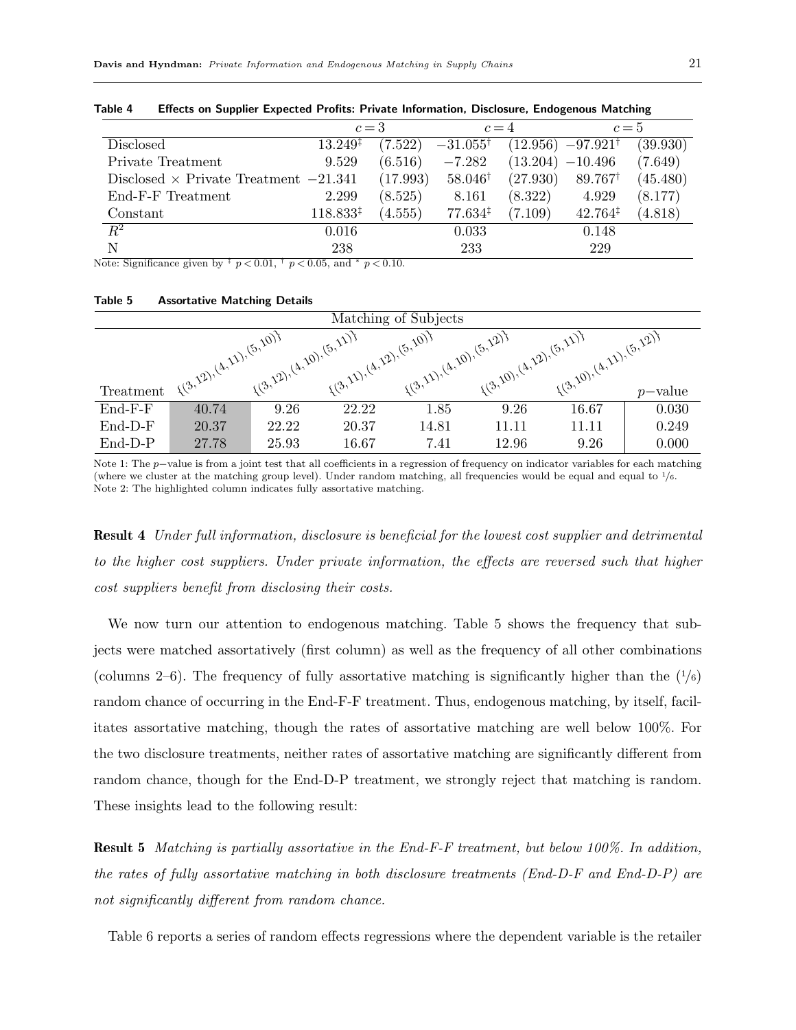**Table 4 Effects on Supplier Expected Profits: Private Information, Disclosure, Endogenous Matching**

| | $c=3$ | | $c=4$ | | $c=5$ | |
|---|---|---|---|---|---|---|
| Disclosed | $13.249^{\ddagger}$ | (7.522) | $-31.055^{\dagger}$ | (12.956) | $-97.921^{\dagger}$ | (39.930) |
| Private Treatment | 9.529 | (6.516) | −7.282 | (13.204) | −10.496 | (7.649) |
| Disclosed × Private Treatment | −21.341 | (17.993) | $58.046^{\dagger}$ | (27.930) | $89.767^{\dagger}$ | (45.480) |
| End-F-F Treatment | 2.299 | (8.525) | 8.161 | (8.322) | 4.929 | (8.177) |
| Constant | $118.833^{\ddagger}$ | (4.555) | $77.634^{\ddagger}$ | (7.109) | $42.764^{\ddagger}$ | (4.818) |
| $R^2$ | 0.016 | | 0.033 | | 0.148 | |
| N | 238 | | 233 | | 229 | |

Note: Significance given by $^{\ddagger}$ $p<0.01$, $^{\dagger}$ $p<0.05$, and $^{*}$ $p<0.10$.

**Table 5 Assortative Matching Details**

| | Matching of Subjects | | | | | | |
|---|---|---|---|---|---|---|---|
| Treatment | {(3,12),(4,11),(5,10)} | {(3,12),(4,10),(5,11)} | {(3,11),(4,12),(5,10)} | {(3,11),(4,10),(5,12)} | {(3,10),(4,12),(5,11)} | {(3,10),(4,11),(5,12)} | $p$−value |
| End-F-F | 40.74 | 9.26 | 22.22 | 1.85 | 9.26 | 16.67 | 0.030 |
| End-D-F | 20.37 | 22.22 | 20.37 | 14.81 | 11.11 | 11.11 | 0.249 |
| End-D-P | 27.78 | 25.93 | 16.67 | 7.41 | 12.96 | 9.26 | 0.000 |

Note 1: The $p$−value is from a joint test that all coefficients in a regression of frequency on indicator variables for each matching (where we cluster at the matching group level). Under random matching, all frequencies would be equal and equal to $1/6$.
Note 2: The highlighted column indicates fully assortative matching.

**Result 4** *Under full information, disclosure is beneficial for the lowest cost supplier and detrimental to the higher cost suppliers. Under private information, the effects are reversed such that higher cost suppliers benefit from disclosing their costs.*

We now turn our attention to endogenous matching. Table 5 shows the frequency that subjects were matched assortatively (first column) as well as the frequency of all other combinations (columns 2–6). The frequency of fully assortative matching is significantly higher than the ($1/6$) random chance of occurring in the End-F-F treatment. Thus, endogenous matching, by itself, facilitates assortative matching, though the rates of assortative matching are well below 100%. For the two disclosure treatments, neither rates of assortative matching are significantly different from random chance, though for the End-D-P treatment, we strongly reject that matching is random. These insights lead to the following result:

**Result 5** *Matching is partially assortative in the End-F-F treatment, but below 100%. In addition, the rates of fully assortative matching in both disclosure treatments (End-D-F and End-D-P) are not significantly different from random chance.*

Table 6 reports a series of random effects regressions where the dependent variable is the retailer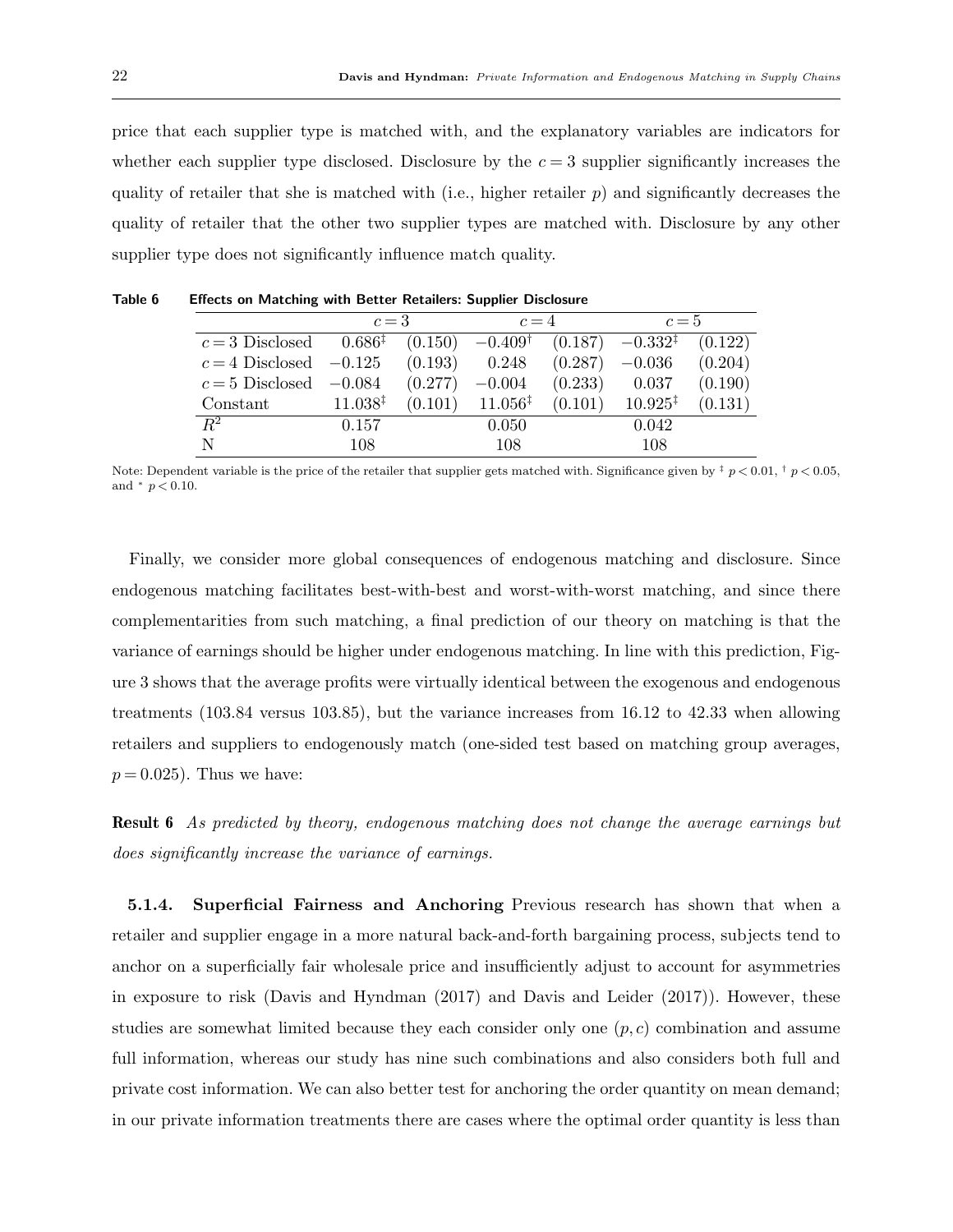price that each supplier type is matched with, and the explanatory variables are indicators for whether each supplier type disclosed. Disclosure by the $c = 3$ supplier significantly increases the quality of retailer that she is matched with (i.e., higher retailer $p$) and significantly decreases the quality of retailer that the other two supplier types are matched with. Disclosure by any other supplier type does not significantly influence match quality.

**Table 6 Effects on Matching with Better Retailers: Supplier Disclosure**

| | $c=3$ | | $c=4$ | | $c=5$ | |
|---|---|---|---|---|---|---|
| $c=3$ Disclosed | $0.686^{‡}$ | (0.150) | $-0.409^{†}$ | (0.187) | $-0.332^{‡}$ | (0.122) |
| $c=4$ Disclosed | $-0.125$ | (0.193) | 0.248 | (0.287) | $-0.036$ | (0.204) |
| $c=5$ Disclosed | $-0.084$ | (0.277) | $-0.004$ | (0.233) | 0.037 | (0.190) |
| Constant | $11.038^{‡}$ | (0.101) | $11.056^{‡}$ | (0.101) | $10.925^{‡}$ | (0.131) |
| $R^2$ | 0.157 | | 0.050 | | 0.042 | |
| N | 108 | | 108 | | 108 | |

Note: Dependent variable is the price of the retailer that supplier gets matched with. Significance given by $^{‡}$ $p < 0.01$, $^{†}$ $p < 0.05$, and $^{*}$ $p < 0.10$.

Finally, we consider more global consequences of endogenous matching and disclosure. Since endogenous matching facilitates best-with-best and worst-with-worst matching, and since there complementarities from such matching, a final prediction of our theory on matching is that the variance of earnings should be higher under endogenous matching. In line with this prediction, Figure 3 shows that the average profits were virtually identical between the exogenous and endogenous treatments (103.84 versus 103.85), but the variance increases from 16.12 to 42.33 when allowing retailers and suppliers to endogenously match (one-sided test based on matching group averages, $p = 0.025$). Thus we have:

**Result 6** *As predicted by theory, endogenous matching does not change the average earnings but does significantly increase the variance of earnings.*

**5.1.4. Superficial Fairness and Anchoring** Previous research has shown that when a retailer and supplier engage in a more natural back-and-forth bargaining process, subjects tend to anchor on a superficially fair wholesale price and insufficiently adjust to account for asymmetries in exposure to risk (Davis and Hyndman (2017) and Davis and Leider (2017)). However, these studies are somewhat limited because they each consider only one $(p, c)$ combination and assume full information, whereas our study has nine such combinations and also considers both full and private cost information. We can also better test for anchoring the order quantity on mean demand; in our private information treatments there are cases where the optimal order quantity is less than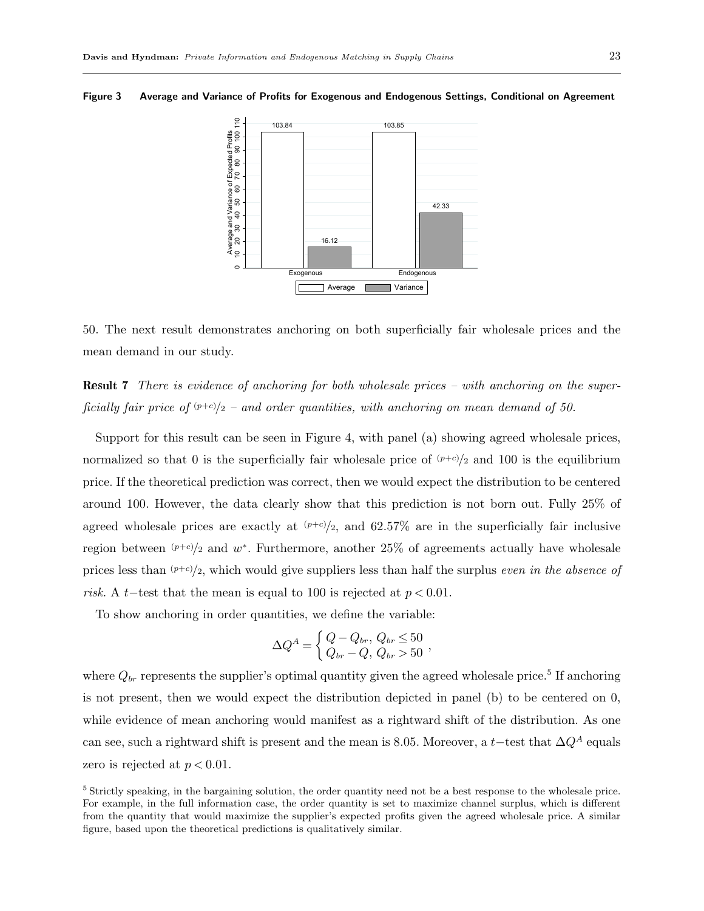**Figure 3    Average and Variance of Profits for Exogenous and Endogenous Settings, Conditional on Agreement**

| | Average | Variance |
|---|---|---|
| Exogenous | 103.84 | 16.12 |
| Endogenous | 103.85 | 42.33 |

50. The next result demonstrates anchoring on both superficially fair wholesale prices and the mean demand in our study.

**Result 7** *There is evidence of anchoring for both wholesale prices – with anchoring on the superficially fair price of* $(p+c)/2$ *– and order quantities, with anchoring on mean demand of 50.*

Support for this result can be seen in Figure 4, with panel (a) showing agreed wholesale prices, normalized so that 0 is the superficially fair wholesale price of $(p+c)/2$ and 100 is the equilibrium price. If the theoretical prediction was correct, then we would expect the distribution to be centered around 100. However, the data clearly show that this prediction is not born out. Fully 25% of agreed wholesale prices are exactly at $(p+c)/2$, and 62.57% are in the superficially fair inclusive region between $(p+c)/2$ and $w^*$. Furthermore, another 25% of agreements actually have wholesale prices less than $(p+c)/2$, which would give suppliers less than half the surplus *even in the absence of risk*. A $t$−test that the mean is equal to 100 is rejected at $p < 0.01$.

To show anchoring in order quantities, we define the variable:

$$\Delta Q^A = \begin{cases} Q - Q_{br}, & Q_{br} \leq 50 \\ Q_{br} - Q, & Q_{br} > 50 \end{cases},$$

where $Q_{br}$ represents the supplier's optimal quantity given the agreed wholesale price.[5] If anchoring is not present, then we would expect the distribution depicted in panel (b) to be centered on 0, while evidence of mean anchoring would manifest as a rightward shift of the distribution. As one can see, such a rightward shift is present and the mean is 8.05. Moreover, a $t$−test that $\Delta Q^A$ equals zero is rejected at $p < 0.01$.

[5] Strictly speaking, in the bargaining solution, the order quantity need not be a best response to the wholesale price. For example, in the full information case, the order quantity is set to maximize channel surplus, which is different from the quantity that would maximize the supplier's expected profits given the agreed wholesale price. A similar figure, based upon the theoretical predictions is qualitatively similar.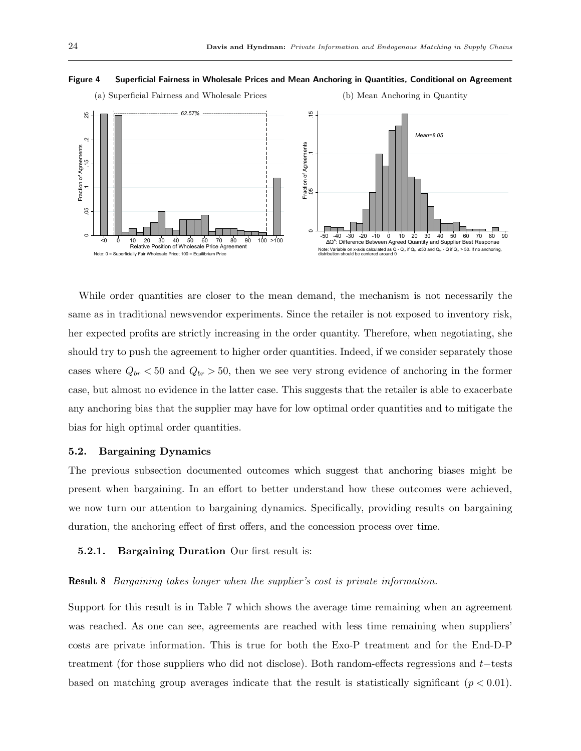**Figure 4 Superficial Fairness in Wholesale Prices and Mean Anchoring in Quantities, Conditional on Agreement**

(a) Superficial Fairness and Wholesale Prices

(b) Mean Anchoring in Quantity

While order quantities are closer to the mean demand, the mechanism is not necessarily the same as in traditional newsvendor experiments. Since the retailer is not exposed to inventory risk, her expected profits are strictly increasing in the order quantity. Therefore, when negotiating, she should try to push the agreement to higher order quantities. Indeed, if we consider separately those cases where $Q_{br} < 50$ and $Q_{br} > 50$, then we see very strong evidence of anchoring in the former case, but almost no evidence in the latter case. This suggests that the retailer is able to exacerbate any anchoring bias that the supplier may have for low optimal order quantities and to mitigate the bias for high optimal order quantities.

### 5.2. Bargaining Dynamics

The previous subsection documented outcomes which suggest that anchoring biases might be present when bargaining. In an effort to better understand how these outcomes were achieved, we now turn our attention to bargaining dynamics. Specifically, providing results on bargaining duration, the anchoring effect of first offers, and the concession process over time.

**5.2.1. Bargaining Duration** Our first result is:

**Result 8** *Bargaining takes longer when the supplier's cost is private information.*

Support for this result is in Table 7 which shows the average time remaining when an agreement was reached. As one can see, agreements are reached with less time remaining when suppliers' costs are private information. This is true for both the Exo-P treatment and for the End-D-P treatment (for those suppliers who did not disclose). Both random-effects regressions and $t-$tests based on matching group averages indicate that the result is statistically significant ($p < 0.01$).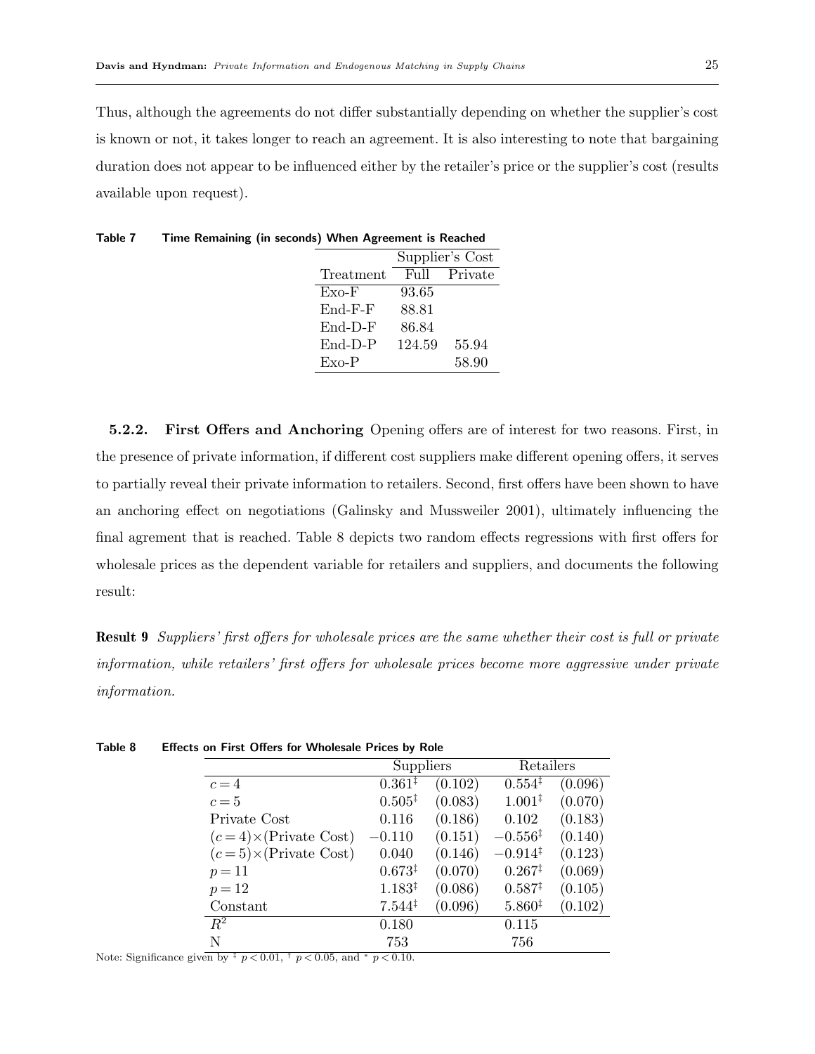Thus, although the agreements do not differ substantially depending on whether the supplier's cost is known or not, it takes longer to reach an agreement. It is also interesting to note that bargaining duration does not appear to be influenced either by the retailer's price or the supplier's cost (results available upon request).

**Table 7 Time Remaining (in seconds) When Agreement is Reached**

| | Supplier's Cost | |
|---|---|---|
| Treatment | Full | Private |
| Exo-F | 93.65 | |
| End-F-F | 88.81 | |
| End-D-F | 86.84 | |
| End-D-P | 124.59 | 55.94 |
| Exo-P | | 58.90 |

**5.2.2. First Offers and Anchoring** Opening offers are of interest for two reasons. First, in the presence of private information, if different cost suppliers make different opening offers, it serves to partially reveal their private information to retailers. Second, first offers have been shown to have an anchoring effect on negotiations (Galinsky and Mussweiler 2001), ultimately influencing the final agreement that is reached. Table 8 depicts two random effects regressions with first offers for wholesale prices as the dependent variable for retailers and suppliers, and documents the following result:

**Result 9** *Suppliers' first offers for wholesale prices are the same whether their cost is full or private information, while retailers' first offers for wholesale prices become more aggressive under private information.*

**Table 8 Effects on First Offers for Wholesale Prices by Role**

| | Suppliers | | Retailers | |
|---|---|---|---|---|
| $c=4$ | $0.361^{\ddagger}$ | (0.102) | $0.554^{\ddagger}$ | (0.096) |
| $c=5$ | $0.505^{\ddagger}$ | (0.083) | $1.001^{\ddagger}$ | (0.070) |
| Private Cost | 0.116 | (0.186) | 0.102 | (0.183) |
| $(c=4)\times$(Private Cost) | $-0.110$ | (0.151) | $-0.556^{\ddagger}$ | (0.140) |
| $(c=5)\times$(Private Cost) | 0.040 | (0.146) | $-0.914^{\ddagger}$ | (0.123) |
| $p=11$ | $0.673^{\ddagger}$ | (0.070) | $0.267^{\ddagger}$ | (0.069) |
| $p=12$ | $1.183^{\ddagger}$ | (0.086) | $0.587^{\ddagger}$ | (0.105) |
| Constant | $7.544^{\ddagger}$ | (0.096) | $5.860^{\ddagger}$ | (0.102) |
| $R^2$ | 0.180 | | 0.115 | |
| N | 753 | | 756 | |

Note: Significance given by $^{\ddagger}$ $p<0.01$, $^{\dagger}$ $p<0.05$, and $^{*}$ $p<0.10$.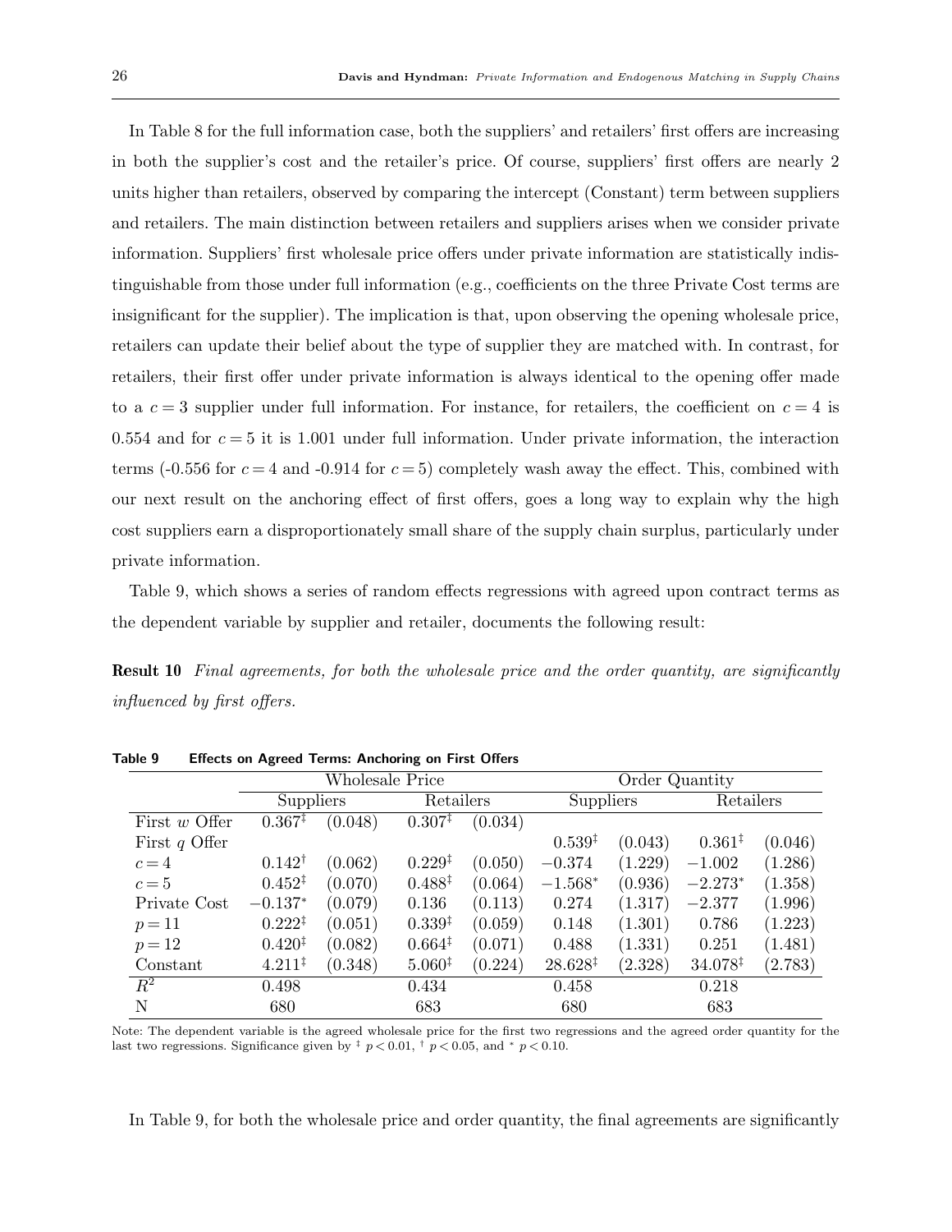In Table 8 for the full information case, both the suppliers' and retailers' first offers are increasing in both the supplier's cost and the retailer's price. Of course, suppliers' first offers are nearly 2 units higher than retailers, observed by comparing the intercept (Constant) term between suppliers and retailers. The main distinction between retailers and suppliers arises when we consider private information. Suppliers' first wholesale price offers under private information are statistically indistinguishable from those under full information (e.g., coefficients on the three Private Cost terms are insignificant for the supplier). The implication is that, upon observing the opening wholesale price, retailers can update their belief about the type of supplier they are matched with. In contrast, for retailers, their first offer under private information is always identical to the opening offer made to a $c = 3$ supplier under full information. For instance, for retailers, the coefficient on $c = 4$ is 0.554 and for $c = 5$ it is 1.001 under full information. Under private information, the interaction terms (-0.556 for $c = 4$ and -0.914 for $c = 5$) completely wash away the effect. This, combined with our next result on the anchoring effect of first offers, goes a long way to explain why the high cost suppliers earn a disproportionately small share of the supply chain surplus, particularly under private information.

Table 9, which shows a series of random effects regressions with agreed upon contract terms as the dependent variable by supplier and retailer, documents the following result:

**Result 10** *Final agreements, for both the wholesale price and the order quantity, are significantly influenced by first offers.*

**Table 9 Effects on Agreed Terms: Anchoring on First Offers**

| | Wholesale Price | | | | Order Quantity | | | |
|---|---|---|---|---|---|---|---|---|
| | Suppliers | | Retailers | | Suppliers | | Retailers | |
| First $w$ Offer | $0.367^{\ddagger}$ | (0.048) | $0.307^{\ddagger}$ | (0.034) | | | | |
| First $q$ Offer | | | | | $0.539^{\ddagger}$ | (0.043) | $0.361^{\ddagger}$ | (0.046) |
| $c = 4$ | $0.142^{\dagger}$ | (0.062) | $0.229^{\ddagger}$ | (0.050) | $-0.374$ | (1.229) | $-1.002$ | (1.286) |
| $c = 5$ | $0.452^{\ddagger}$ | (0.070) | $0.488^{\ddagger}$ | (0.064) | $-1.568^{*}$ | (0.936) | $-2.273^{*}$ | (1.358) |
| Private Cost | $-0.137^{*}$ | (0.079) | 0.136 | (0.113) | 0.274 | (1.317) | $-2.377$ | (1.996) |
| $p = 11$ | $0.222^{\ddagger}$ | (0.051) | $0.339^{\ddagger}$ | (0.059) | 0.148 | (1.301) | 0.786 | (1.223) |
| $p = 12$ | $0.420^{\ddagger}$ | (0.082) | $0.664^{\ddagger}$ | (0.071) | 0.488 | (1.331) | 0.251 | (1.481) |
| Constant | $4.211^{\ddagger}$ | (0.348) | $5.060^{\ddagger}$ | (0.224) | $28.628^{\ddagger}$ | (2.328) | $34.078^{\ddagger}$ | (2.783) |
| $R^2$ | 0.498 | | 0.434 | | 0.458 | | 0.218 | |
| N | 680 | | 683 | | 680 | | 683 | |

Note: The dependent variable is the agreed wholesale price for the first two regressions and the agreed order quantity for the last two regressions. Significance given by $^{\ddagger}$ $p < 0.01$, $^{\dagger}$ $p < 0.05$, and $^{*}$ $p < 0.10$.

In Table 9, for both the wholesale price and order quantity, the final agreements are significantly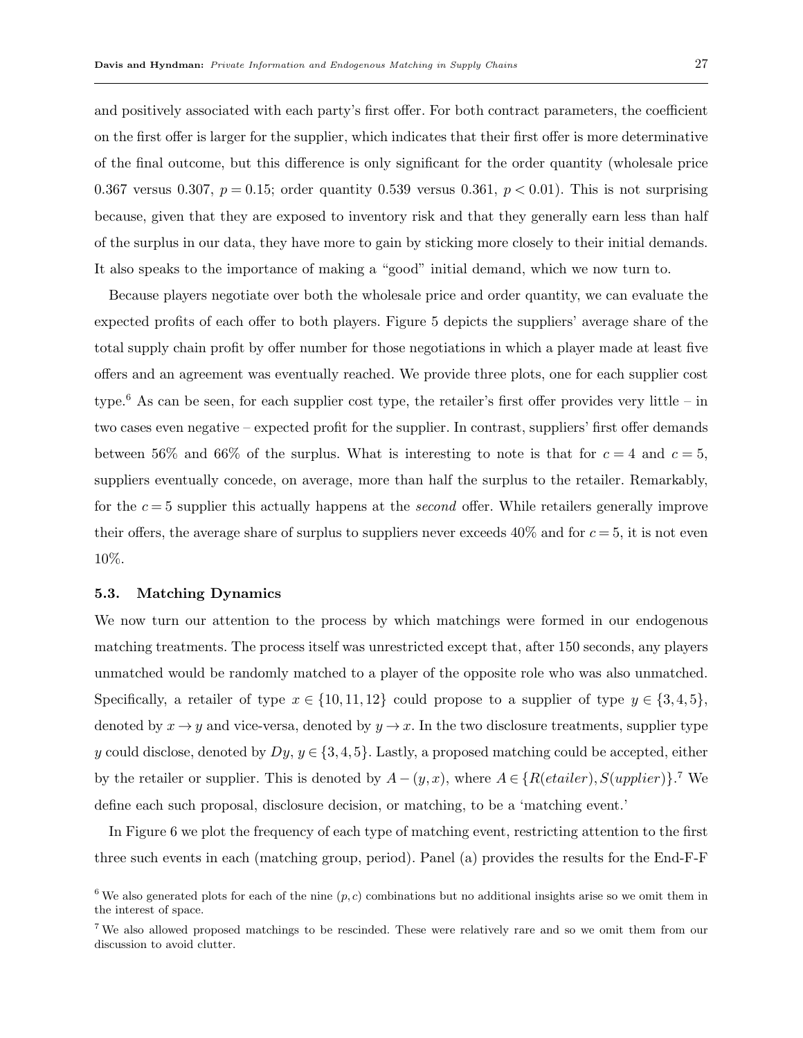and positively associated with each party's first offer. For both contract parameters, the coefficient on the first offer is larger for the supplier, which indicates that their first offer is more determinative of the final outcome, but this difference is only significant for the order quantity (wholesale price 0.367 versus 0.307, $p = 0.15$; order quantity 0.539 versus 0.361, $p < 0.01$). This is not surprising because, given that they are exposed to inventory risk and that they generally earn less than half of the surplus in our data, they have more to gain by sticking more closely to their initial demands. It also speaks to the importance of making a "good" initial demand, which we now turn to.

Because players negotiate over both the wholesale price and order quantity, we can evaluate the expected profits of each offer to both players. Figure 5 depicts the suppliers' average share of the total supply chain profit by offer number for those negotiations in which a player made at least five offers and an agreement was eventually reached. We provide three plots, one for each supplier cost type.[6] As can be seen, for each supplier cost type, the retailer's first offer provides very little – in two cases even negative – expected profit for the supplier. In contrast, suppliers' first offer demands between 56% and 66% of the surplus. What is interesting to note is that for $c = 4$ and $c = 5$, suppliers eventually concede, on average, more than half the surplus to the retailer. Remarkably, for the $c = 5$ supplier this actually happens at the *second* offer. While retailers generally improve their offers, the average share of surplus to suppliers never exceeds 40% and for $c = 5$, it is not even 10%.

### 5.3. Matching Dynamics

We now turn our attention to the process by which matchings were formed in our endogenous matching treatments. The process itself was unrestricted except that, after 150 seconds, any players unmatched would be randomly matched to a player of the opposite role who was also unmatched. Specifically, a retailer of type $x \in \{10, 11, 12\}$ could propose to a supplier of type $y \in \{3, 4, 5\}$, denoted by $x \to y$ and vice-versa, denoted by $y \to x$. In the two disclosure treatments, supplier type $y$ could disclose, denoted by $Dy$, $y \in \{3, 4, 5\}$. Lastly, a proposed matching could be accepted, either by the retailer or supplier. This is denoted by $A - (y, x)$, where $A \in \{R(etailer), S(upplier)\}$.[7] We define each such proposal, disclosure decision, or matching, to be a 'matching event.'

In Figure 6 we plot the frequency of each type of matching event, restricting attention to the first three such events in each (matching group, period). Panel (a) provides the results for the End-F-F

[6] We also generated plots for each of the nine $(p, c)$ combinations but no additional insights arise so we omit them in the interest of space.

[7] We also allowed proposed matchings to be rescinded. These were relatively rare and so we omit them from our discussion to avoid clutter.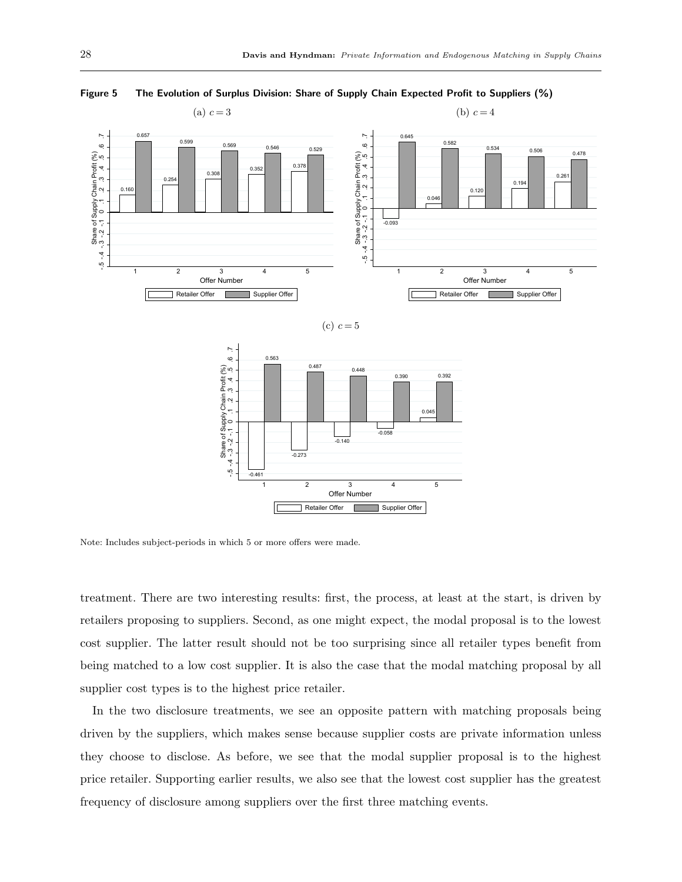**Figure 5 The Evolution of Surplus Division: Share of Supply Chain Expected Profit to Suppliers (%)**

(a) $c = 3$

| Offer Number | Retailer Offer | Supplier Offer |
|---|---|---|
| 1 | 0.160 | 0.657 |
| 2 | 0.254 | 0.599 |
| 3 | 0.308 | 0.569 |
| 4 | 0.352 | 0.546 |
| 5 | 0.378 | 0.529 |

(b) $c = 4$

| Offer Number | Retailer Offer | Supplier Offer |
|---|---|---|
| 1 | -0.093 | 0.645 |
| 2 | 0.046 | 0.582 |
| 3 | 0.120 | 0.534 |
| 4 | 0.194 | 0.506 |
| 5 | 0.261 | 0.478 |

(c) $c = 5$

| Offer Number | Retailer Offer | Supplier Offer |
|---|---|---|
| 1 | -0.461 | 0.563 |
| 2 | -0.273 | 0.487 |
| 3 | -0.140 | 0.448 |
| 4 | -0.058 | 0.390 |
| 5 | 0.045 | 0.392 |

Note: Includes subject-periods in which 5 or more offers were made.

treatment. There are two interesting results: first, the process, at least at the start, is driven by retailers proposing to suppliers. Second, as one might expect, the modal proposal is to the lowest cost supplier. The latter result should not be too surprising since all retailer types benefit from being matched to a low cost supplier. It is also the case that the modal matching proposal by all supplier cost types is to the highest price retailer.

In the two disclosure treatments, we see an opposite pattern with matching proposals being driven by the suppliers, which makes sense because supplier costs are private information unless they choose to disclose. As before, we see that the modal supplier proposal is to the highest price retailer. Supporting earlier results, we also see that the lowest cost supplier has the greatest frequency of disclosure among suppliers over the first three matching events.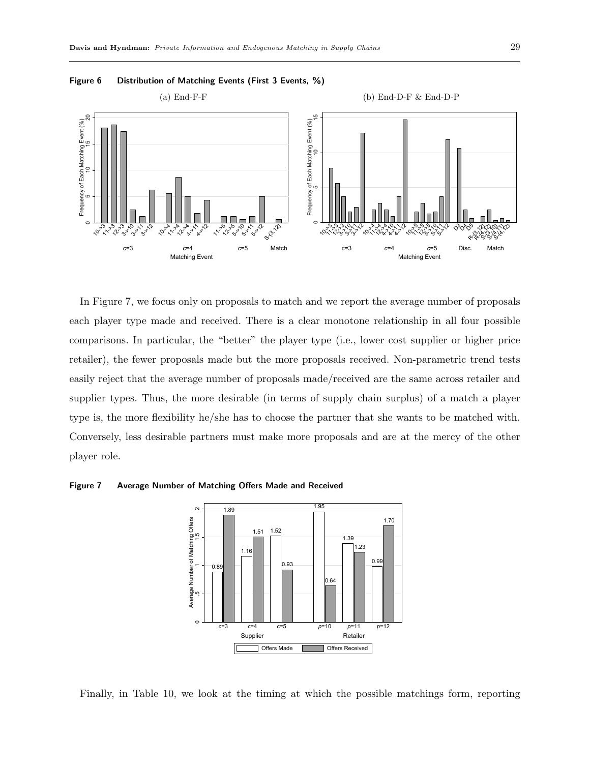**Figure 6  Distribution of Matching Events (First 3 Events, %)**

(a) End-F-F

(b) End-D-F & End-D-P

In Figure 7, we focus only on proposals to match and we report the average number of proposals each player type made and received. There is a clear monotone relationship in all four possible comparisons. In particular, the "better" the player type (i.e., lower cost supplier or higher price retailer), the fewer proposals made but the more proposals received. Non-parametric trend tests easily reject that the average number of proposals made/received are the same across retailer and supplier types. Thus, the more desirable (in terms of supply chain surplus) of a match a player type is, the more flexibility he/she has to choose the partner that she wants to be matched with. Conversely, less desirable partners must make more proposals and are at the mercy of the other player role.

**Figure 7  Average Number of Matching Offers Made and Received**

Finally, in Table 10, we look at the timing at which the possible matchings form, reporting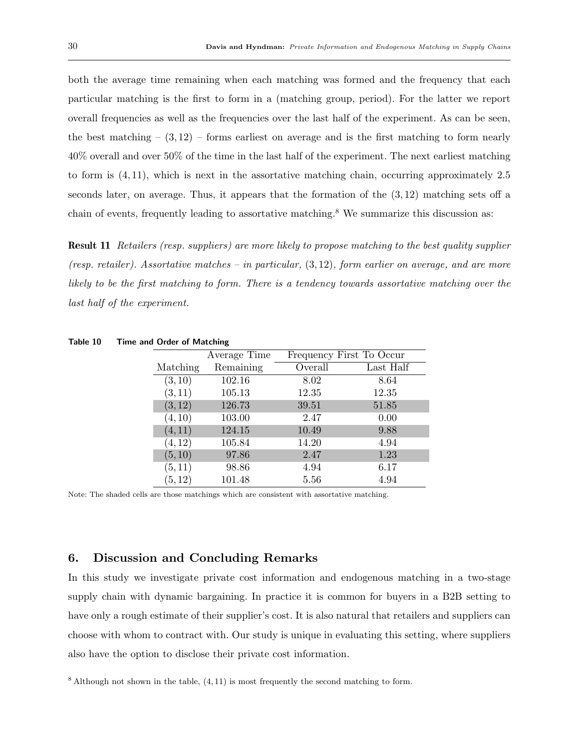both the average time remaining when each matching was formed and the frequency that each particular matching is the first to form in a (matching group, period). For the latter we report overall frequencies as well as the frequencies over the last half of the experiment. As can be seen, the best matching – $(3,12)$ – forms earliest on average and is the first matching to form nearly 40% overall and over 50% of the time in the last half of the experiment. The next earliest matching to form is $(4,11)$, which is next in the assortative matching chain, occurring approximately 2.5 seconds later, on average. Thus, it appears that the formation of the $(3,12)$ matching sets off a chain of events, frequently leading to assortative matching.[8] We summarize this discussion as:

**Result 11** *Retailers (resp. suppliers) are more likely to propose matching to the best quality supplier (resp. retailer). Assortative matches – in particular,* $(3,12)$*, form earlier on average, and are more likely to be the first matching to form. There is a tendency towards assortative matching over the last half of the experiment.*

**Table 10** **Time and Order of Matching**

| Matching | Average Time Remaining | Frequency First To Occur: Overall | Frequency First To Occur: Last Half |
|---|---|---|---|
| $(3,10)$ | 102.16 | 8.02 | 8.64 |
| $(3,11)$ | 105.13 | 12.35 | 12.35 |
| $(3,12)$ | 126.73 | 39.51 | 51.85 |
| $(4,10)$ | 103.00 | 2.47 | 0.00 |
| $(4,11)$ | 124.15 | 10.49 | 9.88 |
| $(4,12)$ | 105.84 | 14.20 | 4.94 |
| $(5,10)$ | 97.86 | 2.47 | 1.23 |
| $(5,11)$ | 98.86 | 4.94 | 6.17 |
| $(5,12)$ | 101.48 | 5.56 | 4.94 |

Note: The shaded cells are those matchings which are consistent with assortative matching.

## 6. Discussion and Concluding Remarks

In this study we investigate private cost information and endogenous matching in a two-stage supply chain with dynamic bargaining. In practice it is common for buyers in a B2B setting to have only a rough estimate of their supplier's cost. It is also natural that retailers and suppliers can choose with whom to contract with. Our study is unique in evaluating this setting, where suppliers also have the option to disclose their private cost information.

[8] Although not shown in the table, $(4,11)$ is most frequently the second matching to form.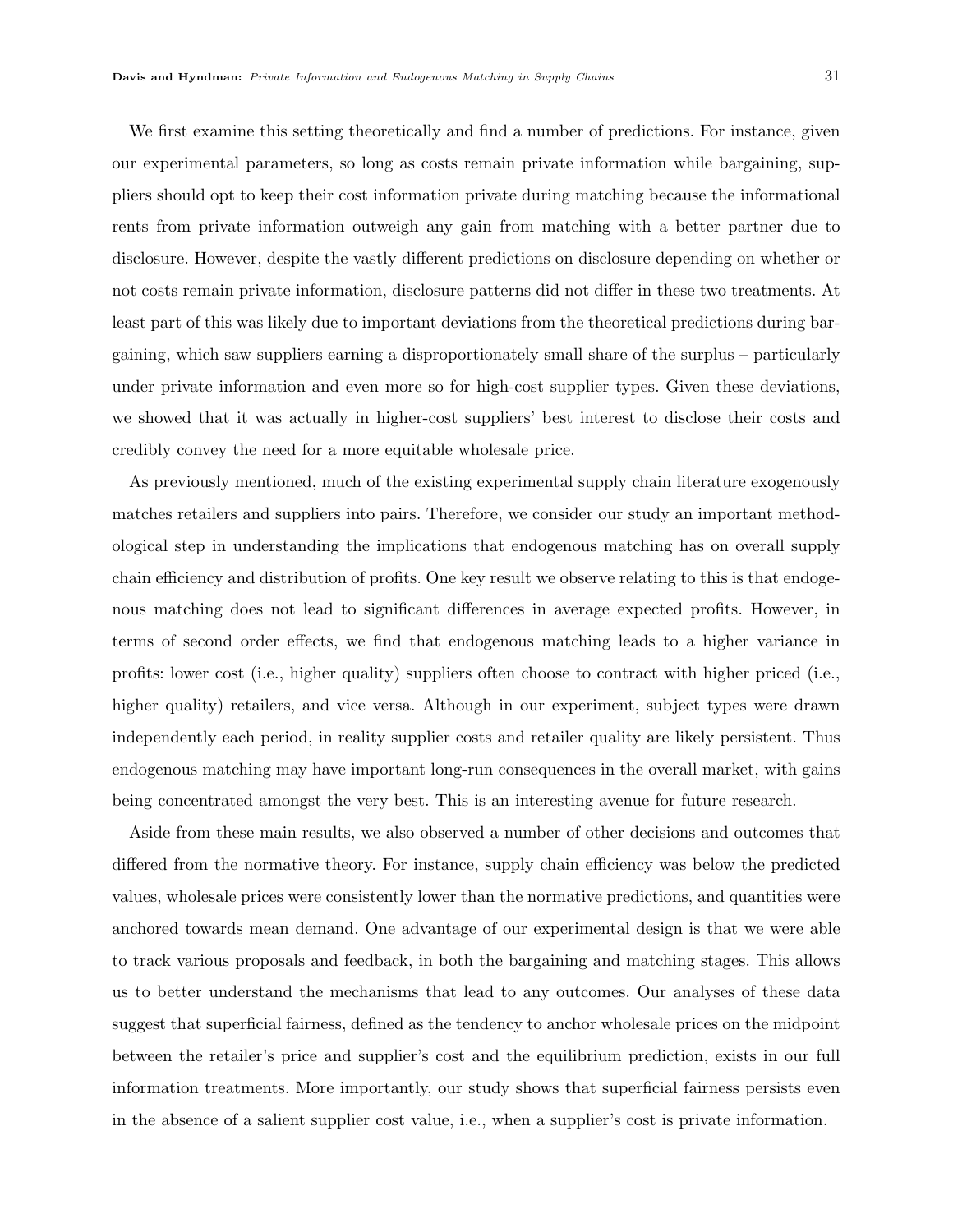We first examine this setting theoretically and find a number of predictions. For instance, given our experimental parameters, so long as costs remain private information while bargaining, suppliers should opt to keep their cost information private during matching because the informational rents from private information outweigh any gain from matching with a better partner due to disclosure. However, despite the vastly different predictions on disclosure depending on whether or not costs remain private information, disclosure patterns did not differ in these two treatments. At least part of this was likely due to important deviations from the theoretical predictions during bargaining, which saw suppliers earning a disproportionately small share of the surplus – particularly under private information and even more so for high-cost supplier types. Given these deviations, we showed that it was actually in higher-cost suppliers' best interest to disclose their costs and credibly convey the need for a more equitable wholesale price.

As previously mentioned, much of the existing experimental supply chain literature exogenously matches retailers and suppliers into pairs. Therefore, we consider our study an important methodological step in understanding the implications that endogenous matching has on overall supply chain efficiency and distribution of profits. One key result we observe relating to this is that endogenous matching does not lead to significant differences in average expected profits. However, in terms of second order effects, we find that endogenous matching leads to a higher variance in profits: lower cost (i.e., higher quality) suppliers often choose to contract with higher priced (i.e., higher quality) retailers, and vice versa. Although in our experiment, subject types were drawn independently each period, in reality supplier costs and retailer quality are likely persistent. Thus endogenous matching may have important long-run consequences in the overall market, with gains being concentrated amongst the very best. This is an interesting avenue for future research.

Aside from these main results, we also observed a number of other decisions and outcomes that differed from the normative theory. For instance, supply chain efficiency was below the predicted values, wholesale prices were consistently lower than the normative predictions, and quantities were anchored towards mean demand. One advantage of our experimental design is that we were able to track various proposals and feedback, in both the bargaining and matching stages. This allows us to better understand the mechanisms that lead to any outcomes. Our analyses of these data suggest that superficial fairness, defined as the tendency to anchor wholesale prices on the midpoint between the retailer's price and supplier's cost and the equilibrium prediction, exists in our full information treatments. More importantly, our study shows that superficial fairness persists even in the absence of a salient supplier cost value, i.e., when a supplier's cost is private information.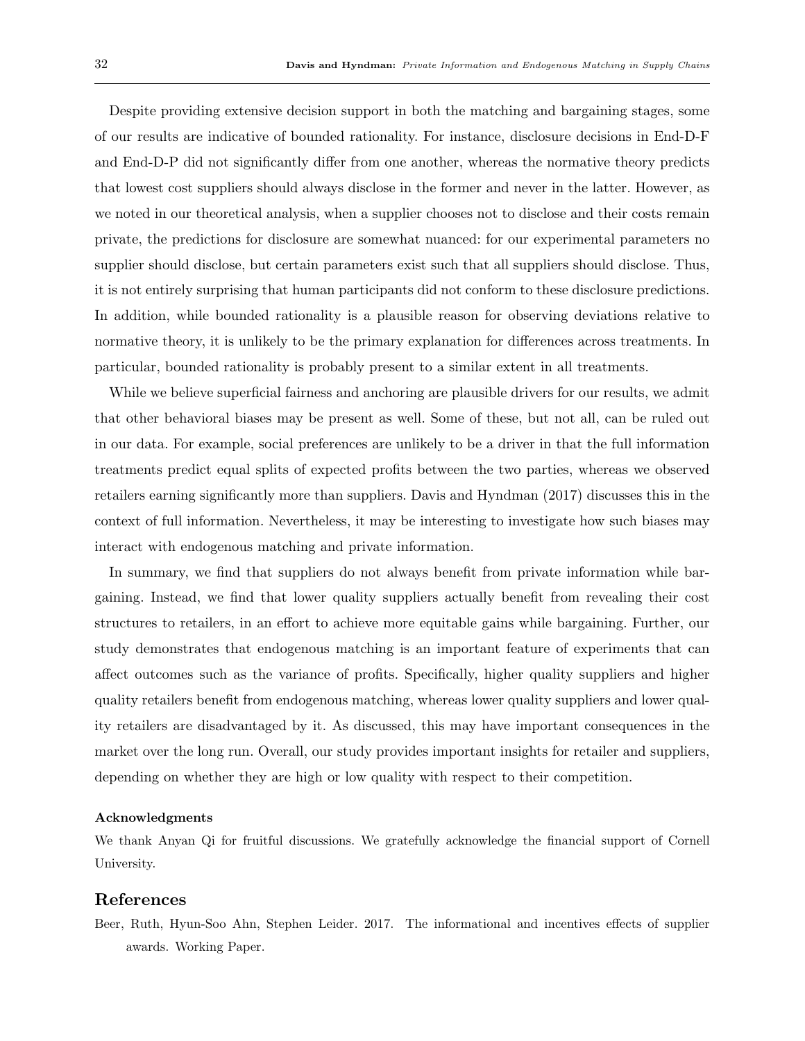Despite providing extensive decision support in both the matching and bargaining stages, some of our results are indicative of bounded rationality. For instance, disclosure decisions in End-D-F and End-D-P did not significantly differ from one another, whereas the normative theory predicts that lowest cost suppliers should always disclose in the former and never in the latter. However, as we noted in our theoretical analysis, when a supplier chooses not to disclose and their costs remain private, the predictions for disclosure are somewhat nuanced: for our experimental parameters no supplier should disclose, but certain parameters exist such that all suppliers should disclose. Thus, it is not entirely surprising that human participants did not conform to these disclosure predictions. In addition, while bounded rationality is a plausible reason for observing deviations relative to normative theory, it is unlikely to be the primary explanation for differences across treatments. In particular, bounded rationality is probably present to a similar extent in all treatments.

While we believe superficial fairness and anchoring are plausible drivers for our results, we admit that other behavioral biases may be present as well. Some of these, but not all, can be ruled out in our data. For example, social preferences are unlikely to be a driver in that the full information treatments predict equal splits of expected profits between the two parties, whereas we observed retailers earning significantly more than suppliers. Davis and Hyndman (2017) discusses this in the context of full information. Nevertheless, it may be interesting to investigate how such biases may interact with endogenous matching and private information.

In summary, we find that suppliers do not always benefit from private information while bargaining. Instead, we find that lower quality suppliers actually benefit from revealing their cost structures to retailers, in an effort to achieve more equitable gains while bargaining. Further, our study demonstrates that endogenous matching is an important feature of experiments that can affect outcomes such as the variance of profits. Specifically, higher quality suppliers and higher quality retailers benefit from endogenous matching, whereas lower quality suppliers and lower quality retailers are disadvantaged by it. As discussed, this may have important consequences in the market over the long run. Overall, our study provides important insights for retailer and suppliers, depending on whether they are high or low quality with respect to their competition.

#### Acknowledgments

We thank Anyan Qi for fruitful discussions. We gratefully acknowledge the financial support of Cornell University.

## References

Beer, Ruth, Hyun-Soo Ahn, Stephen Leider. 2017. The informational and incentives effects of supplier awards. Working Paper.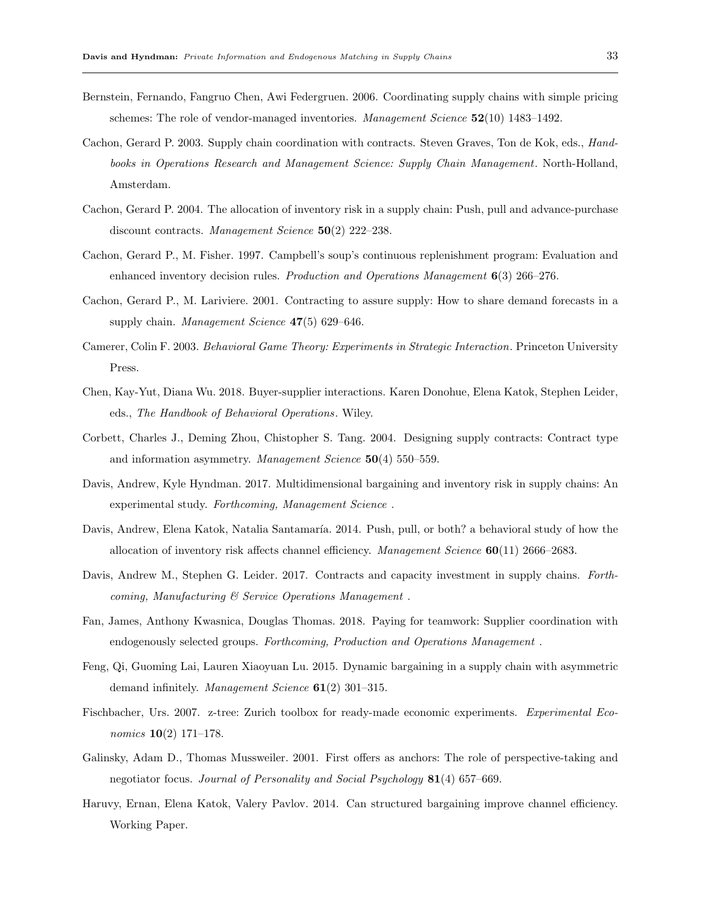Bernstein, Fernando, Fangruo Chen, Awi Federgruen. 2006. Coordinating supply chains with simple pricing schemes: The role of vendor-managed inventories. *Management Science* **52**(10) 1483–1492.

Cachon, Gerard P. 2003. Supply chain coordination with contracts. Steven Graves, Ton de Kok, eds., *Handbooks in Operations Research and Management Science: Supply Chain Management*. North-Holland, Amsterdam.

Cachon, Gerard P. 2004. The allocation of inventory risk in a supply chain: Push, pull and advance-purchase discount contracts. *Management Science* **50**(2) 222–238.

Cachon, Gerard P., M. Fisher. 1997. Campbell's soup's continuous replenishment program: Evaluation and enhanced inventory decision rules. *Production and Operations Management* **6**(3) 266–276.

Cachon, Gerard P., M. Lariviere. 2001. Contracting to assure supply: How to share demand forecasts in a supply chain. *Management Science* **47**(5) 629–646.

Camerer, Colin F. 2003. *Behavioral Game Theory: Experiments in Strategic Interaction*. Princeton University Press.

Chen, Kay-Yut, Diana Wu. 2018. Buyer-supplier interactions. Karen Donohue, Elena Katok, Stephen Leider, eds., *The Handbook of Behavioral Operations*. Wiley.

Corbett, Charles J., Deming Zhou, Chistopher S. Tang. 2004. Designing supply contracts: Contract type and information asymmetry. *Management Science* **50**(4) 550–559.

Davis, Andrew, Kyle Hyndman. 2017. Multidimensional bargaining and inventory risk in supply chains: An experimental study. *Forthcoming, Management Science* .

Davis, Andrew, Elena Katok, Natalia Santamaría. 2014. Push, pull, or both? a behavioral study of how the allocation of inventory risk affects channel efficiency. *Management Science* **60**(11) 2666–2683.

Davis, Andrew M., Stephen G. Leider. 2017. Contracts and capacity investment in supply chains. *Forthcoming, Manufacturing & Service Operations Management* .

Fan, James, Anthony Kwasnica, Douglas Thomas. 2018. Paying for teamwork: Supplier coordination with endogenously selected groups. *Forthcoming, Production and Operations Management* .

Feng, Qi, Guoming Lai, Lauren Xiaoyuan Lu. 2015. Dynamic bargaining in a supply chain with asymmetric demand infinitely. *Management Science* **61**(2) 301–315.

Fischbacher, Urs. 2007. z-tree: Zurich toolbox for ready-made economic experiments. *Experimental Economics* **10**(2) 171–178.

Galinsky, Adam D., Thomas Mussweiler. 2001. First offers as anchors: The role of perspective-taking and negotiator focus. *Journal of Personality and Social Psychology* **81**(4) 657–669.

Haruvy, Ernan, Elena Katok, Valery Pavlov. 2014. Can structured bargaining improve channel efficiency. Working Paper.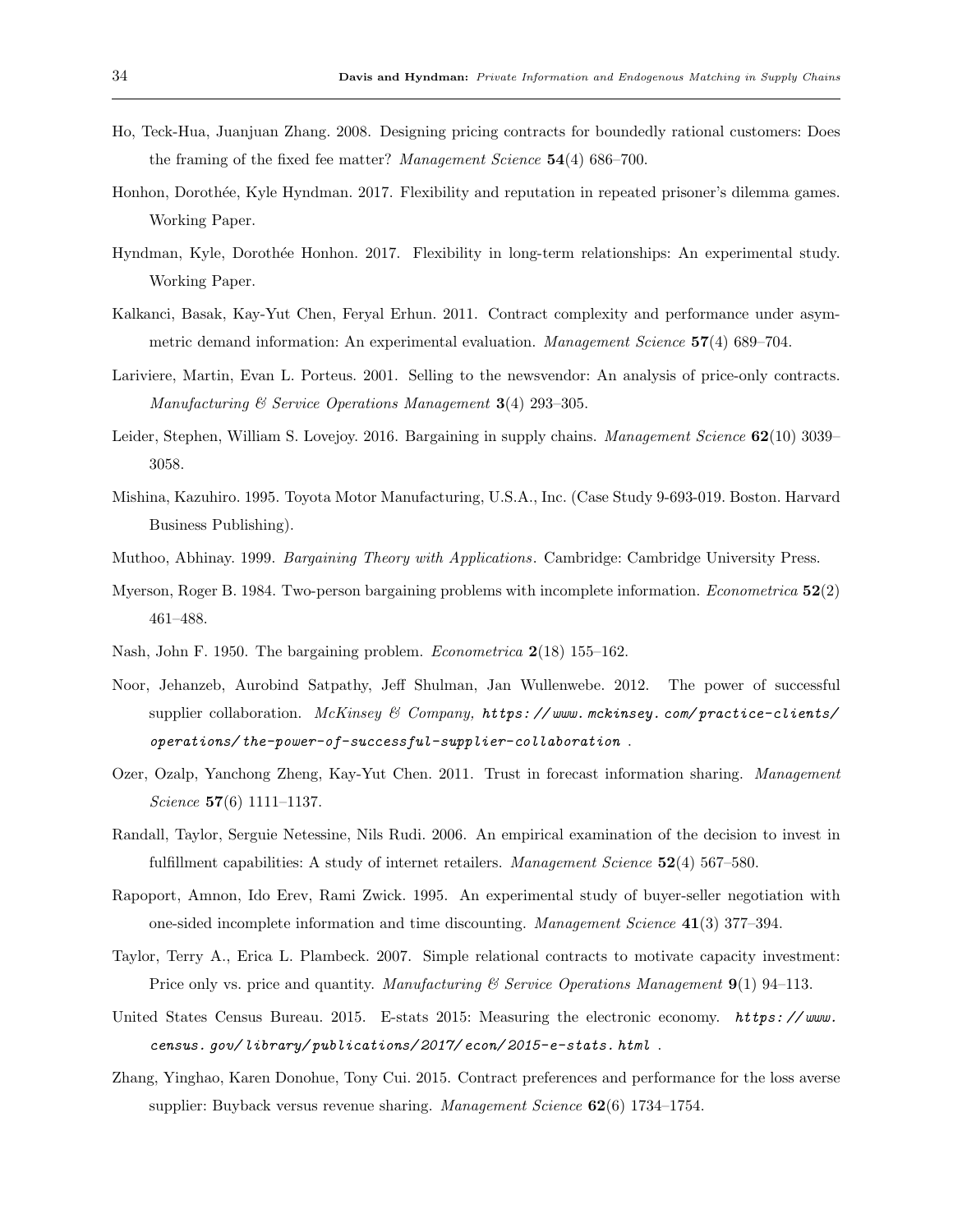Ho, Teck-Hua, Juanjuan Zhang. 2008. Designing pricing contracts for boundedly rational customers: Does the framing of the fixed fee matter? *Management Science* **54**(4) 686–700.

Honhon, Dorothée, Kyle Hyndman. 2017. Flexibility and reputation in repeated prisoner's dilemma games. Working Paper.

Hyndman, Kyle, Dorothée Honhon. 2017. Flexibility in long-term relationships: An experimental study. Working Paper.

Kalkanci, Basak, Kay-Yut Chen, Feryal Erhun. 2011. Contract complexity and performance under asymmetric demand information: An experimental evaluation. *Management Science* **57**(4) 689–704.

Lariviere, Martin, Evan L. Porteus. 2001. Selling to the newsvendor: An analysis of price-only contracts. *Manufacturing & Service Operations Management* **3**(4) 293–305.

Leider, Stephen, William S. Lovejoy. 2016. Bargaining in supply chains. *Management Science* **62**(10) 3039–3058.

Mishina, Kazuhiro. 1995. Toyota Motor Manufacturing, U.S.A., Inc. (Case Study 9-693-019. Boston. Harvard Business Publishing).

Muthoo, Abhinay. 1999. *Bargaining Theory with Applications*. Cambridge: Cambridge University Press.

Myerson, Roger B. 1984. Two-person bargaining problems with incomplete information. *Econometrica* **52**(2) 461–488.

Nash, John F. 1950. The bargaining problem. *Econometrica* **2**(18) 155–162.

Noor, Jehanzeb, Aurobind Satpathy, Jeff Shulman, Jan Wullenwebe. 2012. The power of successful supplier collaboration. *McKinsey & Company*, *https://www.mckinsey.com/practice-clients/operations/the-power-of-successful-supplier-collaboration* .

Ozer, Ozalp, Yanchong Zheng, Kay-Yut Chen. 2011. Trust in forecast information sharing. *Management Science* **57**(6) 1111–1137.

Randall, Taylor, Serguie Netessine, Nils Rudi. 2006. An empirical examination of the decision to invest in fulfillment capabilities: A study of internet retailers. *Management Science* **52**(4) 567–580.

Rapoport, Amnon, Ido Erev, Rami Zwick. 1995. An experimental study of buyer-seller negotiation with one-sided incomplete information and time discounting. *Management Science* **41**(3) 377–394.

Taylor, Terry A., Erica L. Plambeck. 2007. Simple relational contracts to motivate capacity investment: Price only vs. price and quantity. *Manufacturing & Service Operations Management* **9**(1) 94–113.

United States Census Bureau. 2015. E-stats 2015: Measuring the electronic economy. *https://www.census.gov/library/publications/2017/econ/2015-e-stats.html* .

Zhang, Yinghao, Karen Donohue, Tony Cui. 2015. Contract preferences and performance for the loss averse supplier: Buyback versus revenue sharing. *Management Science* **62**(6) 1734–1754.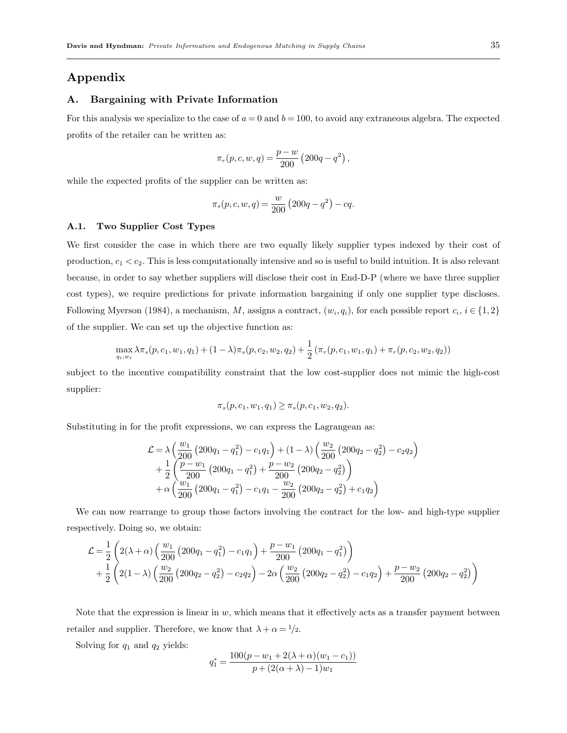# Appendix

## A. Bargaining with Private Information

For this analysis we specialize to the case of $a = 0$ and $b = 100$, to avoid any extraneous algebra. The expected profits of the retailer can be written as:

$$\pi_r(p,c,w,q) = \frac{p-w}{200}\left(200q - q^2\right),$$

while the expected profits of the supplier can be written as:

$$\pi_s(p,c,w,q) = \frac{w}{200}\left(200q - q^2\right) - cq.$$

### A.1. Two Supplier Cost Types

We first consider the case in which there are two equally likely supplier types indexed by their cost of production, $c_1 < c_2$. This is less computationally intensive and so is useful to build intuition. It is also relevant because, in order to say whether suppliers will disclose their cost in End-D-P (where we have three supplier cost types), we require predictions for private information bargaining if only one supplier type discloses. Following Myerson (1984), a mechanism, $M$, assigns a contract, $(w_i, q_i)$, for each possible report $c_i$, $i \in \{1,2\}$ of the supplier. We can set up the objective function as:

$$\max_{q_i, w_i} \lambda \pi_s(p,c_1,w_1,q_1) + (1-\lambda)\pi_s(p,c_2,w_2,q_2) + \frac{1}{2}\left(\pi_r(p,c_1,w_1,q_1) + \pi_r(p,c_2,w_2,q_2)\right)$$

subject to the incentive compatibility constraint that the low cost-supplier does not mimic the high-cost supplier:

$$\pi_s(p,c_1,w_1,q_1) \geq \pi_s(p,c_1,w_2,q_2).$$

Substituting in for the profit expressions, we can express the Lagrangean as:

$$\begin{aligned}
\mathcal{L} = {} & \lambda\left(\frac{w_1}{200}\left(200q_1 - q_1^2\right) - c_1 q_1\right) + (1-\lambda)\left(\frac{w_2}{200}\left(200q_2 - q_2^2\right) - c_2 q_2\right) \\
& + \frac{1}{2}\left(\frac{p-w_1}{200}\left(200q_1 - q_1^2\right) + \frac{p-w_2}{200}\left(200q_2 - q_2^2\right)\right) \\
& + \alpha\left(\frac{w_1}{200}\left(200q_1 - q_1^2\right) - c_1 q_1 - \frac{w_2}{200}\left(200q_2 - q_2^2\right) + c_1 q_2\right)
\end{aligned}$$

We can now rearrange to group those factors involving the contract for the low- and high-type supplier respectively. Doing so, we obtain:

$$\begin{aligned}
\mathcal{L} = {} & \frac{1}{2}\left(2(\lambda+\alpha)\left(\frac{w_1}{200}\left(200q_1 - q_1^2\right) - c_1 q_1\right) + \frac{p-w_1}{200}\left(200q_1 - q_1^2\right)\right) \\
& + \frac{1}{2}\left(2(1-\lambda)\left(\frac{w_2}{200}\left(200q_2 - q_2^2\right) - c_2 q_2\right) - 2\alpha\left(\frac{w_2}{200}\left(200q_2 - q_2^2\right) - c_1 q_2\right) + \frac{p-w_2}{200}\left(200q_2 - q_2^2\right)\right)
\end{aligned}$$

Note that the expression is linear in $w$, which means that it effectively acts as a transfer payment between retailer and supplier. Therefore, we know that $\lambda + \alpha = 1/2$.

Solving for $q_1$ and $q_2$ yields:

$$q_1^* = \frac{100(p - w_1 + 2(\lambda+\alpha)(w_1 - c_1))}{p + (2(\alpha+\lambda) - 1)w_1}$$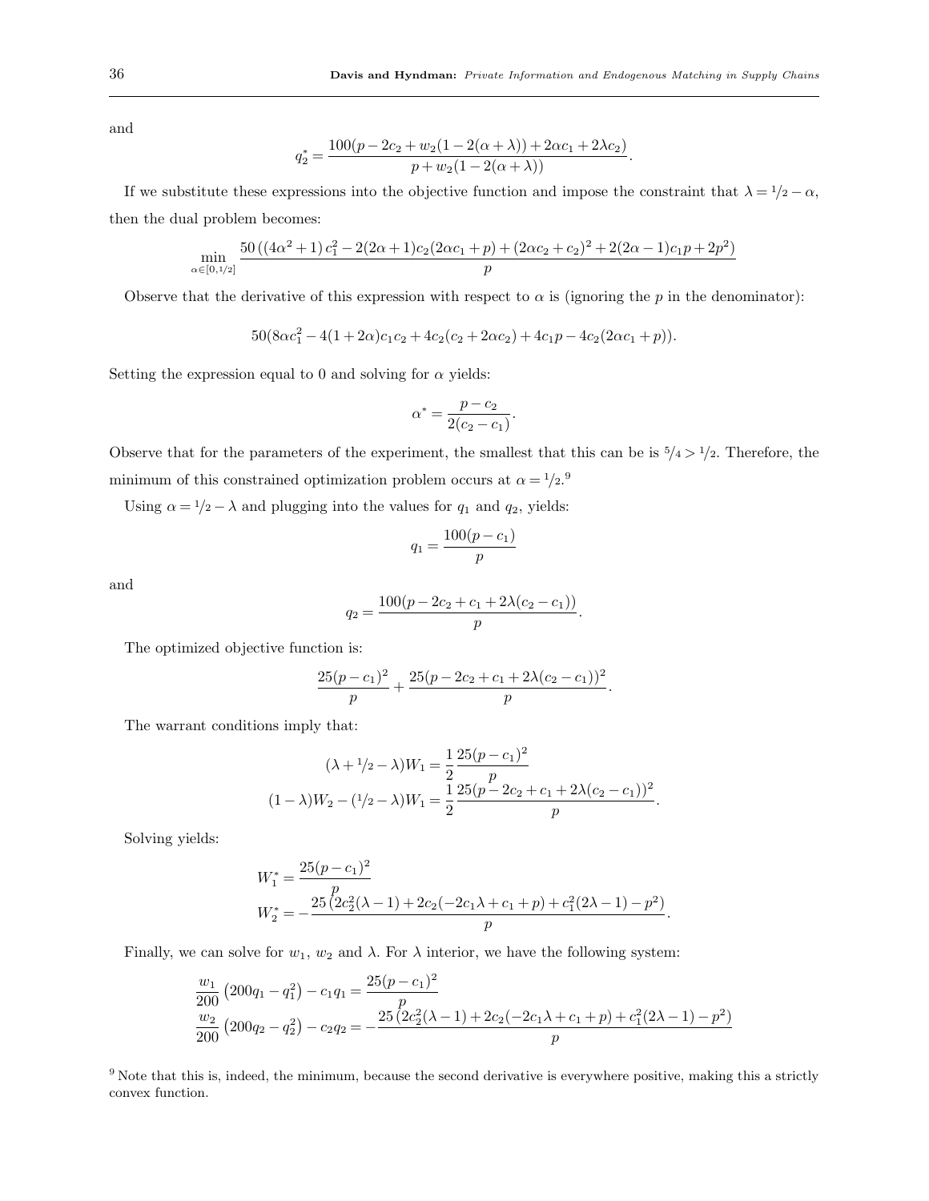and

$$q_2^* = \frac{100(p - 2c_2 + w_2(1 - 2(\alpha + \lambda)) + 2\alpha c_1 + 2\lambda c_2)}{p + w_2(1 - 2(\alpha + \lambda))}.$$

If we substitute these expressions into the objective function and impose the constraint that $\lambda = 1/2 - \alpha$, then the dual problem becomes:

$$\min_{\alpha \in [0, 1/2]} \frac{50\left((4\alpha^2 + 1)c_1^2 - 2(2\alpha + 1)c_2(2\alpha c_1 + p) + (2\alpha c_2 + c_2)^2 + 2(2\alpha - 1)c_1 p + 2p^2\right)}{p}$$

Observe that the derivative of this expression with respect to $\alpha$ is (ignoring the $p$ in the denominator):

$$50(8\alpha c_1^2 - 4(1 + 2\alpha)c_1 c_2 + 4c_2(c_2 + 2\alpha c_2) + 4c_1 p - 4c_2(2\alpha c_1 + p)).$$

Setting the expression equal to 0 and solving for $\alpha$ yields:

$$\alpha^* = \frac{p - c_2}{2(c_2 - c_1)}.$$

Observe that for the parameters of the experiment, the smallest that this can be is $5/4 > 1/2$. Therefore, the minimum of this constrained optimization problem occurs at $\alpha = 1/2$.[9]

Using $\alpha = 1/2 - \lambda$ and plugging into the values for $q_1$ and $q_2$, yields:

$$q_1 = \frac{100(p - c_1)}{p}$$

and

$$q_2 = \frac{100(p - 2c_2 + c_1 + 2\lambda(c_2 - c_1))}{p}.$$

The optimized objective function is:

$$\frac{25(p - c_1)^2}{p} + \frac{25(p - 2c_2 + c_1 + 2\lambda(c_2 - c_1))^2}{p}.$$

The warrant conditions imply that:

$$(\lambda + 1/2 - \lambda)W_1 = \frac{1}{2}\frac{25(p - c_1)^2}{p}$$
$$(1 - \lambda)W_2 - (1/2 - \lambda)W_1 = \frac{1}{2}\frac{25(p - 2c_2 + c_1 + 2\lambda(c_2 - c_1))^2}{p}.$$

Solving yields:

$$W_1^* = \frac{25(p - c_1)^2}{p}$$
$$W_2^* = -\frac{25\left(2c_2^2(\lambda - 1) + 2c_2(-2c_1\lambda + c_1 + p) + c_1^2(2\lambda - 1) - p^2\right)}{p}.$$

Finally, we can solve for $w_1$, $w_2$ and $\lambda$. For $\lambda$ interior, we have the following system:

$$\frac{w_1}{200}\left(200q_1 - q_1^2\right) - c_1 q_1 = \frac{25(p - c_1)^2}{p}$$
$$\frac{w_2}{200}\left(200q_2 - q_2^2\right) - c_2 q_2 = -\frac{25\left(2c_2^2(\lambda - 1) + 2c_2(-2c_1\lambda + c_1 + p) + c_1^2(2\lambda - 1) - p^2\right)}{p}$$

[9] Note that this is, indeed, the minimum, because the second derivative is everywhere positive, making this a strictly convex function.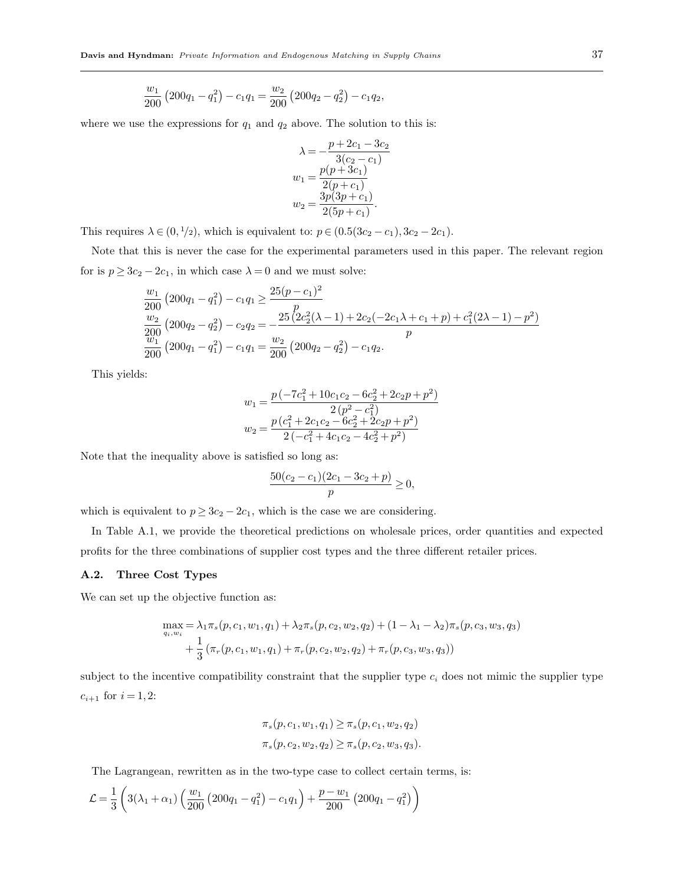$$\frac{w_1}{200}\left(200q_1 - q_1^2\right) - c_1 q_1 = \frac{w_2}{200}\left(200q_2 - q_2^2\right) - c_1 q_2,$$

where we use the expressions for $q_1$ and $q_2$ above. The solution to this is:

$$\lambda = -\frac{p + 2c_1 - 3c_2}{3(c_2 - c_1)}$$
$$w_1 = \frac{p(p + 3c_1)}{2(p + c_1)}$$
$$w_2 = \frac{3p(3p + c_1)}{2(5p + c_1)}.$$

This requires $\lambda \in (0, 1/2)$, which is equivalent to: $p \in (0.5(3c_2 - c_1), 3c_2 - 2c_1)$.

Note that this is never the case for the experimental parameters used in this paper. The relevant region for is $p \geq 3c_2 - 2c_1$, in which case $\lambda = 0$ and we must solve:

$$\frac{w_1}{200}\left(200q_1 - q_1^2\right) - c_1 q_1 \geq \frac{25(p - c_1)^2}{p}$$
$$\frac{w_2}{200}\left(200q_2 - q_2^2\right) - c_2 q_2 = -\frac{25\left(2c_2^2(\lambda - 1) + 2c_2(-2c_1\lambda + c_1 + p) + c_1^2(2\lambda - 1) - p^2\right)}{p}$$
$$\frac{w_1}{200}\left(200q_1 - q_1^2\right) - c_1 q_1 = \frac{w_2}{200}\left(200q_2 - q_2^2\right) - c_1 q_2.$$

This yields:

$$w_1 = \frac{p\left(-7c_1^2 + 10c_1c_2 - 6c_2^2 + 2c_2p + p^2\right)}{2\left(p^2 - c_1^2\right)}$$
$$w_2 = \frac{p\left(c_1^2 + 2c_1c_2 - 6c_2^2 + 2c_2p + p^2\right)}{2\left(-c_1^2 + 4c_1c_2 - 4c_2^2 + p^2\right)}$$

Note that the inequality above is satisfied so long as:

$$\frac{50(c_2 - c_1)(2c_1 - 3c_2 + p)}{p} \geq 0,$$

which is equivalent to $p \geq 3c_2 - 2c_1$, which is the case we are considering.

In Table A.1, we provide the theoretical predictions on wholesale prices, order quantities and expected profits for the three combinations of supplier cost types and the three different retailer prices.

### A.2. Three Cost Types

We can set up the objective function as:

$$\max_{q_i, w_i} = \lambda_1 \pi_s(p, c_1, w_1, q_1) + \lambda_2 \pi_s(p, c_2, w_2, q_2) + (1 - \lambda_1 - \lambda_2)\pi_s(p, c_3, w_3, q_3)$$
$$+ \frac{1}{3}\left(\pi_r(p, c_1, w_1, q_1) + \pi_r(p, c_2, w_2, q_2) + \pi_r(p, c_3, w_3, q_3)\right)$$

subject to the incentive compatibility constraint that the supplier type $c_i$ does not mimic the supplier type $c_{i+1}$ for $i = 1, 2$:

$$\pi_s(p, c_1, w_1, q_1) \geq \pi_s(p, c_1, w_2, q_2)$$
$$\pi_s(p, c_2, w_2, q_2) \geq \pi_s(p, c_2, w_3, q_3).$$

The Lagrangean, rewritten as in the two-type case to collect certain terms, is:

$$\mathcal{L} = \frac{1}{3}\left(3(\lambda_1 + \alpha_1)\left(\frac{w_1}{200}\left(200q_1 - q_1^2\right) - c_1 q_1\right) + \frac{p - w_1}{200}\left(200q_1 - q_1^2\right)\right)$$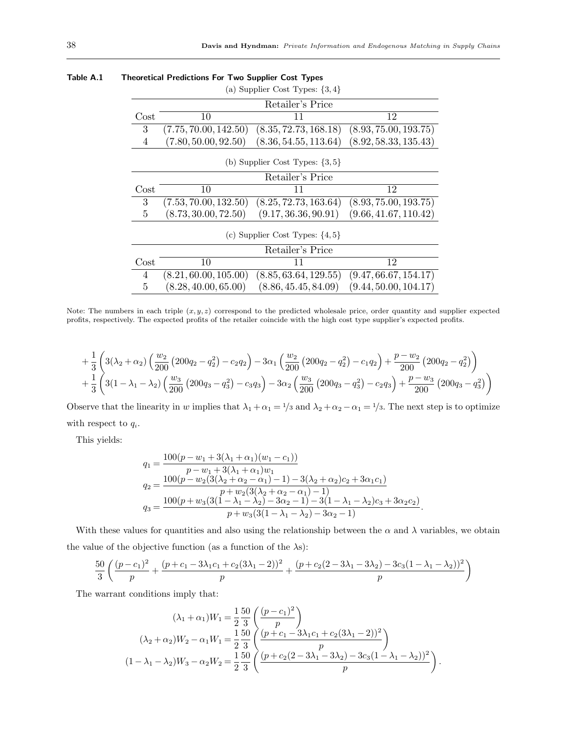**Table A.1 Theoretical Predictions For Two Supplier Cost Types**

(a) Supplier Cost Types: {3, 4}

| Cost | Retailer's Price 10 | 11 | 12 |
|---|---|---|---|
| 3 | $(7.75, 70.00, 142.50)$ | $(8.35, 72.73, 168.18)$ | $(8.93, 75.00, 193.75)$ |
| 4 | $(7.80, 50.00, 92.50)$ | $(8.36, 54.55, 113.64)$ | $(8.92, 58.33, 135.43)$ |

(b) Supplier Cost Types: {3, 5}

| Cost | Retailer's Price 10 | 11 | 12 |
|---|---|---|---|
| 3 | $(7.53, 70.00, 132.50)$ | $(8.25, 72.73, 163.64)$ | $(8.93, 75.00, 193.75)$ |
| 5 | $(8.73, 30.00, 72.50)$ | $(9.17, 36.36, 90.91)$ | $(9.66, 41.67, 110.42)$ |

(c) Supplier Cost Types: {4, 5}

| Cost | Retailer's Price 10 | 11 | 12 |
|---|---|---|---|
| 4 | $(8.21, 60.00, 105.00)$ | $(8.85, 63.64, 129.55)$ | $(9.47, 66.67, 154.17)$ |
| 5 | $(8.28, 40.00, 65.00)$ | $(8.86, 45.45, 84.09)$ | $(9.44, 50.00, 104.17)$ |

Note: The numbers in each triple $(x, y, z)$ correspond to the predicted wholesale price, order quantity and supplier expected profits, respectively. The expected profits of the retailer coincide with the high cost type supplier's expected profits.

$$
+\frac{1}{3}\left(3(\lambda_2+\alpha_2)\left(\frac{w_2}{200}\left(200q_2-q_2^2\right)-c_2q_2\right)-3\alpha_1\left(\frac{w_2}{200}\left(200q_2-q_2^2\right)-c_1q_2\right)+\frac{p-w_2}{200}\left(200q_2-q_2^2\right)\right)
$$
$$
+\frac{1}{3}\left(3(1-\lambda_1-\lambda_2)\left(\frac{w_3}{200}\left(200q_3-q_3^2\right)-c_3q_3\right)-3\alpha_2\left(\frac{w_3}{200}\left(200q_3-q_3^2\right)-c_2q_3\right)+\frac{p-w_3}{200}\left(200q_3-q_3^2\right)\right)
$$

Observe that the linearity in $w$ implies that $\lambda_1+\alpha_1={}^1/_3$ and $\lambda_2+\alpha_2-\alpha_1={}^1/_3$. The next step is to optimize with respect to $q_i$.

This yields:

$$
\begin{aligned}
q_1 &= \frac{100(p-w_1+3(\lambda_1+\alpha_1)(w_1-c_1))}{p-w_1+3(\lambda_1+\alpha_1)w_1}\\
q_2 &= \frac{100(p-w_2(3(\lambda_2+\alpha_2-\alpha_1)-1)-3(\lambda_2+\alpha_2)c_2+3\alpha_1c_1)}{p+w_2(3(\lambda_2+\alpha_2-\alpha_1)-1)}\\
q_3 &= \frac{100(p+w_3(3(1-\lambda_1-\lambda_2)-3\alpha_2-1)-3(1-\lambda_1-\lambda_2)c_3+3\alpha_2c_2)}{p+w_3(3(1-\lambda_1-\lambda_2)-3\alpha_2-1)}.
\end{aligned}
$$

With these values for quantities and also using the relationship between the $\alpha$ and $\lambda$ variables, we obtain the value of the objective function (as a function of the $\lambda$s):

$$
\frac{50}{3}\left(\frac{(p-c_1)^2}{p}+\frac{(p+c_1-3\lambda_1c_1+c_2(3\lambda_1-2))^2}{p}+\frac{(p+c_2(2-3\lambda_1-3\lambda_2)-3c_3(1-\lambda_1-\lambda_2))^2}{p}\right)
$$

The warrant conditions imply that:

$$
\begin{aligned}
(\lambda_1+\alpha_1)W_1 &= \frac{1}{2}\frac{50}{3}\left(\frac{(p-c_1)^2}{p}\right)\\
(\lambda_2+\alpha_2)W_2-\alpha_1W_1 &= \frac{1}{2}\frac{50}{3}\left(\frac{(p+c_1-3\lambda_1c_1+c_2(3\lambda_1-2))^2}{p}\right)\\
(1-\lambda_1-\lambda_2)W_3-\alpha_2W_2 &= \frac{1}{2}\frac{50}{3}\left(\frac{(p+c_2(2-3\lambda_1-3\lambda_2)-3c_3(1-\lambda_1-\lambda_2))^2}{p}\right).
\end{aligned}
$$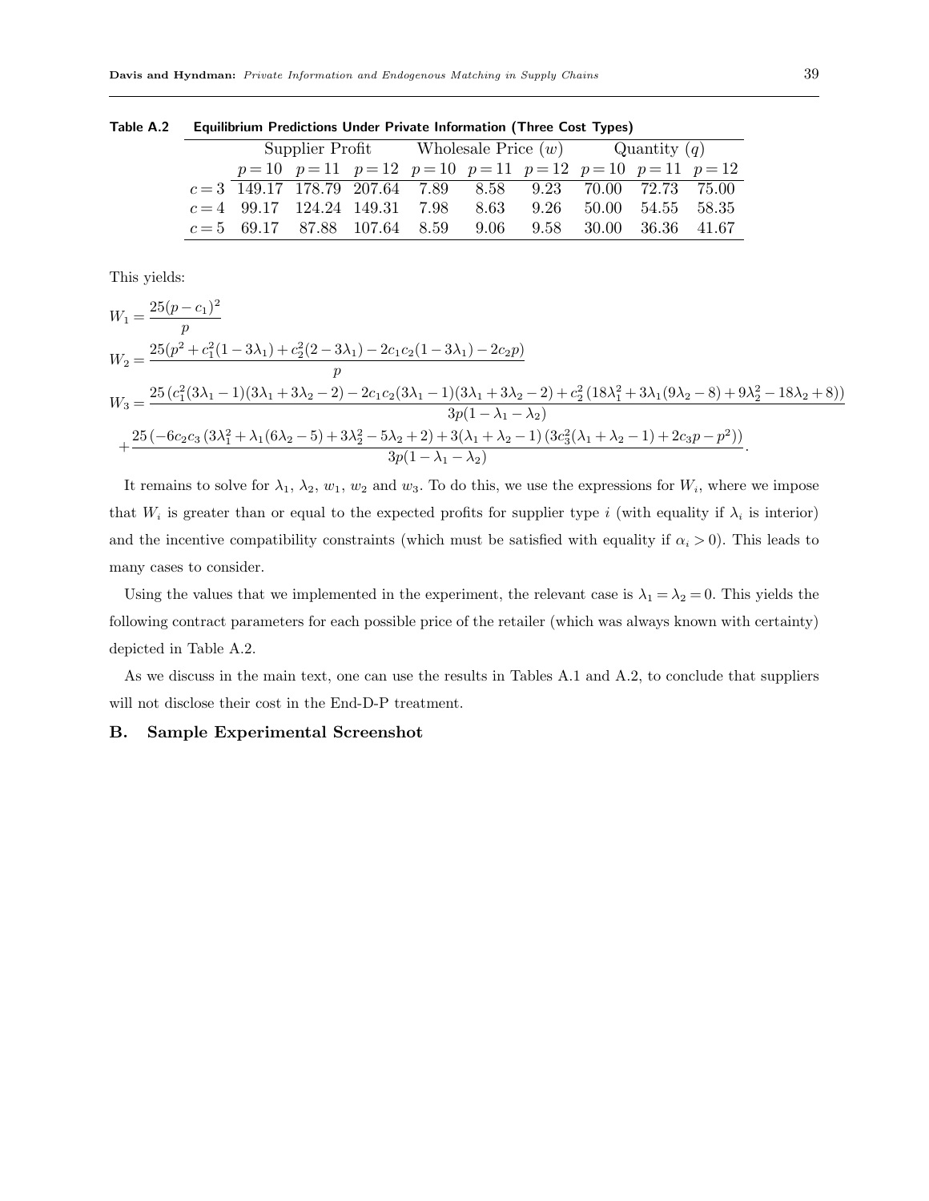**Table A.2 Equilibrium Predictions Under Private Information (Three Cost Types)**

| | Supplier Profit | | | Wholesale Price ($w$) | | | Quantity ($q$) | | |
|---|---|---|---|---|---|---|---|---|---|
| | $p=10$ | $p=11$ | $p=12$ | $p=10$ | $p=11$ | $p=12$ | $p=10$ | $p=11$ | $p=12$ |
| $c=3$ | 149.17 | 178.79 | 207.64 | 7.89 | 8.58 | 9.23 | 70.00 | 72.73 | 75.00 |
| $c=4$ | 99.17 | 124.24 | 149.31 | 7.98 | 8.63 | 9.26 | 50.00 | 54.55 | 58.35 |
| $c=5$ | 69.17 | 87.88 | 107.64 | 8.59 | 9.06 | 9.58 | 30.00 | 36.36 | 41.67 |

This yields:

$$W_1 = \frac{25(p-c_1)^2}{p}$$

$$W_2 = \frac{25(p^2 + c_1^2(1-3\lambda_1) + c_2^2(2-3\lambda_1) - 2c_1c_2(1-3\lambda_1) - 2c_2p)}{p}$$

$$W_3 = \frac{25\left(c_1^2(3\lambda_1-1)(3\lambda_1+3\lambda_2-2) - 2c_1c_2(3\lambda_1-1)(3\lambda_1+3\lambda_2-2) + c_2^2\left(18\lambda_1^2+3\lambda_1(9\lambda_2-8)+9\lambda_2^2-18\lambda_2+8\right)\right)}{3p(1-\lambda_1-\lambda_2)}$$
$$+\frac{25\left(-6c_2c_3\left(3\lambda_1^2+\lambda_1(6\lambda_2-5)+3\lambda_2^2-5\lambda_2+2\right)+3(\lambda_1+\lambda_2-1)\left(3c_3^2(\lambda_1+\lambda_2-1)+2c_3p-p^2\right)\right)}{3p(1-\lambda_1-\lambda_2)}.$$

It remains to solve for $\lambda_1$, $\lambda_2$, $w_1$, $w_2$ and $w_3$. To do this, we use the expressions for $W_i$, where we impose that $W_i$ is greater than or equal to the expected profits for supplier type $i$ (with equality if $\lambda_i$ is interior) and the incentive compatibility constraints (which must be satisfied with equality if $\alpha_i > 0$). This leads to many cases to consider.

Using the values that we implemented in the experiment, the relevant case is $\lambda_1 = \lambda_2 = 0$. This yields the following contract parameters for each possible price of the retailer (which was always known with certainty) depicted in Table A.2.

As we discuss in the main text, one can use the results in Tables A.1 and A.2, to conclude that suppliers will not disclose their cost in the End-D-P treatment.

## B. Sample Experimental Screenshot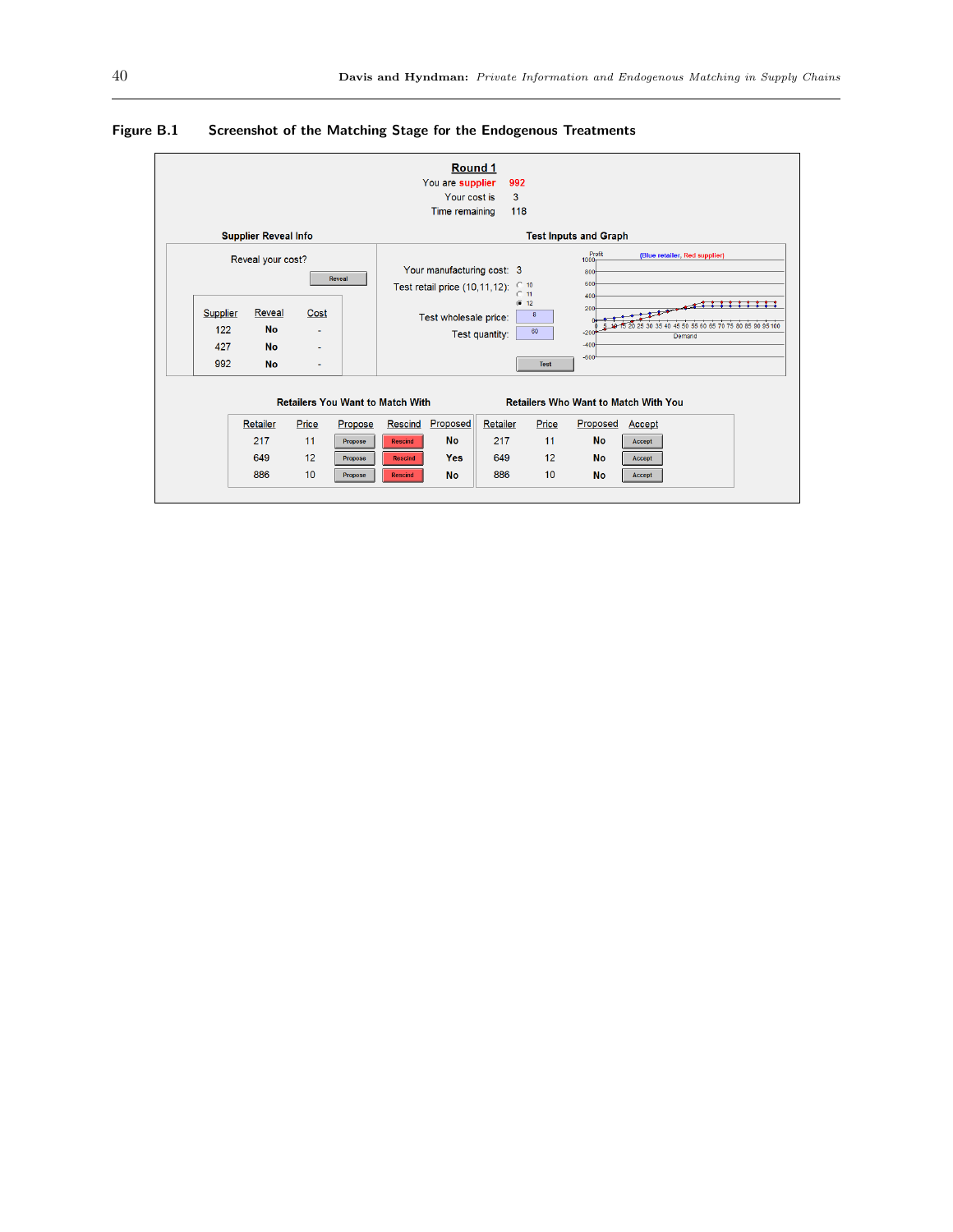**Figure B.1 Screenshot of the Matching Stage for the Endogenous Treatments**

**Round 1**

You are supplier 992

Your cost is 3

Time remaining 118

**Supplier Reveal Info**

Reveal your cost?

Reveal

| Supplier | Reveal | Cost |
|---|---|---|
| 122 | No | - |
| 427 | No | - |
| 992 | No | - |

**Test Inputs and Graph**

Your manufacturing cost: 3

Test retail price (10,11,12): 10 / 11 / 12

Test wholesale price: 8

Test quantity: 60

Test

Profit

(Blue retailer, Red supplier)

1000
800
600
400
200
0
-200
-400
-600

0 5 10 15 20 25 30 35 40 45 50 55 60 65 70 75 80 85 90 95 100

Demand

**Retailers You Want to Match With**

| Retailer | Price | Propose | Rescind | Proposed |
|---|---|---|---|---|
| 217 | 11 | Propose | Rescind | No |
| 649 | 12 | Propose | Rescind | Yes |
| 886 | 10 | Propose | Rescind | No |

**Retailers Who Want to Match With You**

| Retailer | Price | Proposed | Accept |
|---|---|---|---|
| 217 | 11 | No | Accept |
| 649 | 12 | No | Accept |
| 886 | 10 | No | Accept |